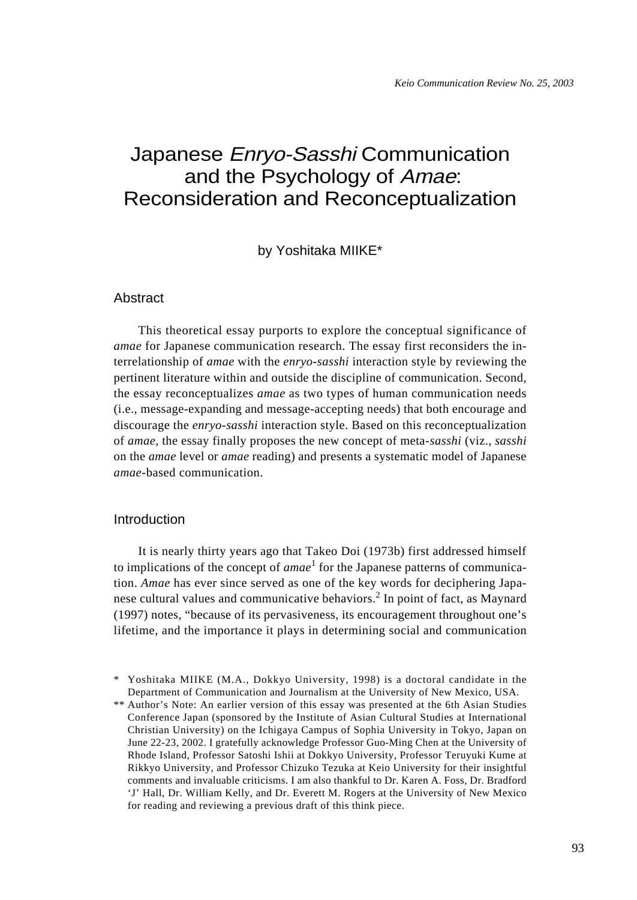# Japanese *Enryo-Sasshi* Communication and the Psychology of *Amae*: Reconsideration and Reconceptualization

by Yoshitaka MIIKE*

## Abstract

This theoretical essay purports to explore the conceptual significance of *amae* for Japanese communication research. The essay first reconsiders the interrelationship of *amae* with the *enryo-sasshi* interaction style by reviewing the pertinent literature within and outside the discipline of communication. Second, the essay reconceptualizes *amae* as two types of human communication needs (i.e., message-expanding and message-accepting needs) that both encourage and discourage the *enryo-sasshi* interaction style. Based on this reconceptualization of *amae*, the essay finally proposes the new concept of meta-*sasshi* (viz., *sasshi* on the *amae* level or *amae* reading) and presents a systematic model of Japanese *amae*-based communication.

## Introduction

It is nearly thirty years ago that Takeo Doi (1973b) first addressed himself to implications of the concept of *amae*[1] for the Japanese patterns of communication. *Amae* has ever since served as one of the key words for deciphering Japanese cultural values and communicative behaviors.[2] In point of fact, as Maynard (1997) notes, "because of its pervasiveness, its encouragement throughout one's lifetime, and the importance it plays in determining social and communication

\* Yoshitaka MIIKE (M.A., Dokkyo University, 1998) is a doctoral candidate in the Department of Communication and Journalism at the University of New Mexico, USA.

\*\* Author's Note: An earlier version of this essay was presented at the 6th Asian Studies Conference Japan (sponsored by the Institute of Asian Cultural Studies at International Christian University) on the Ichigaya Campus of Sophia University in Tokyo, Japan on June 22-23, 2002. I gratefully acknowledge Professor Guo-Ming Chen at the University of Rhode Island, Professor Satoshi Ishii at Dokkyo University, Professor Teruyuki Kume at Rikkyo University, and Professor Chizuko Tezuka at Keio University for their insightful comments and invaluable criticisms. I am also thankful to Dr. Karen A. Foss, Dr. Bradford 'J' Hall, Dr. William Kelly, and Dr. Everett M. Rogers at the University of New Mexico for reading and reviewing a previous draft of this think piece.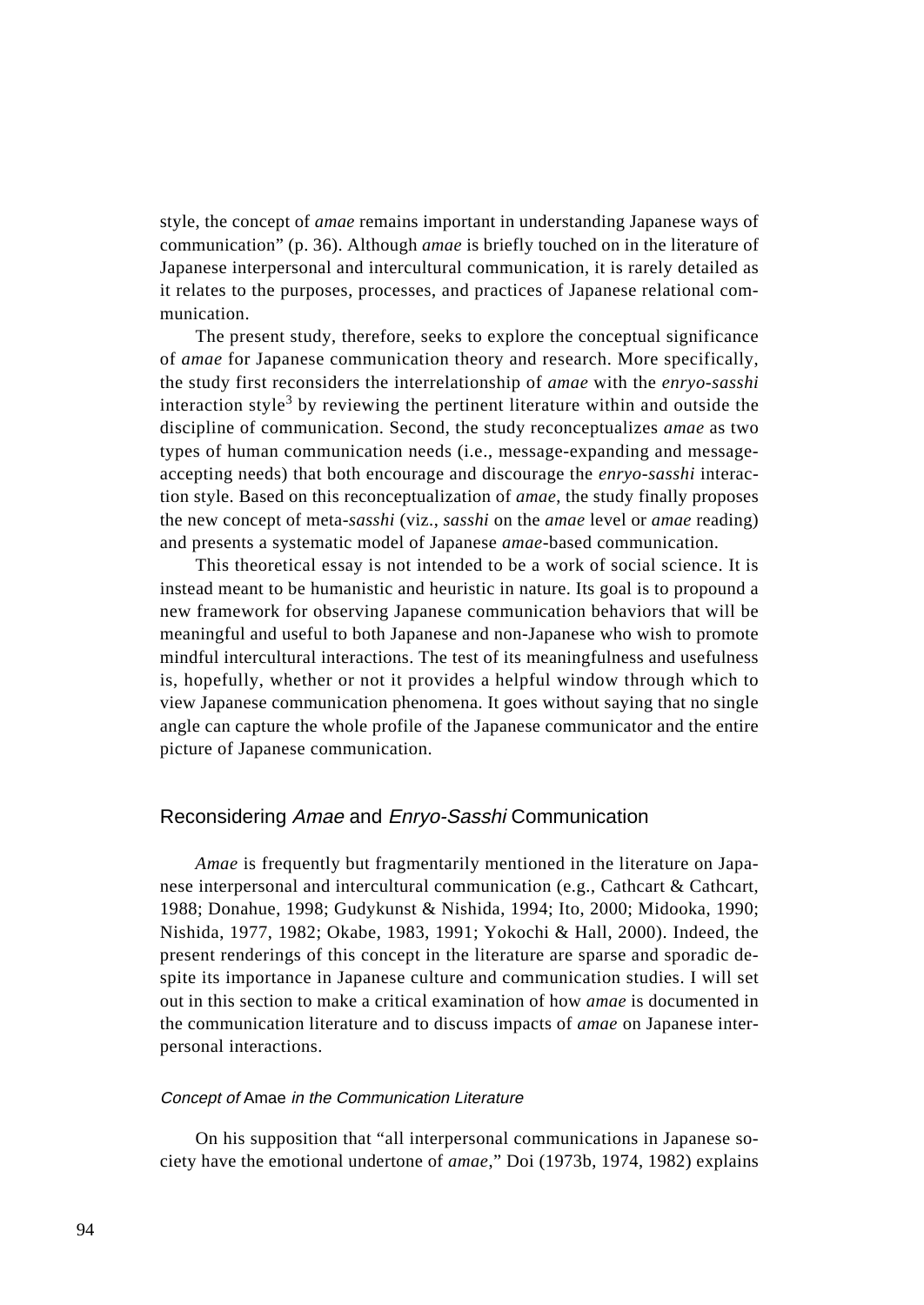style, the concept of *amae* remains important in understanding Japanese ways of communication" (p. 36). Although *amae* is briefly touched on in the literature of Japanese interpersonal and intercultural communication, it is rarely detailed as it relates to the purposes, processes, and practices of Japanese relational communication.

The present study, therefore, seeks to explore the conceptual significance of *amae* for Japanese communication theory and research. More specifically, the study first reconsiders the interrelationship of *amae* with the *enryo-sasshi* interaction style[3] by reviewing the pertinent literature within and outside the discipline of communication. Second, the study reconceptualizes *amae* as two types of human communication needs (i.e., message-expanding and message-accepting needs) that both encourage and discourage the *enryo-sasshi* interaction style. Based on this reconceptualization of *amae*, the study finally proposes the new concept of meta-*sasshi* (viz., *sasshi* on the *amae* level or *amae* reading) and presents a systematic model of Japanese *amae*-based communication.

This theoretical essay is not intended to be a work of social science. It is instead meant to be humanistic and heuristic in nature. Its goal is to propound a new framework for observing Japanese communication behaviors that will be meaningful and useful to both Japanese and non-Japanese who wish to promote mindful intercultural interactions. The test of its meaningfulness and usefulness is, hopefully, whether or not it provides a helpful window through which to view Japanese communication phenomena. It goes without saying that no single angle can capture the whole profile of the Japanese communicator and the entire picture of Japanese communication.

## Reconsidering *Amae* and *Enryo-Sasshi* Communication

*Amae* is frequently but fragmentarily mentioned in the literature on Japanese interpersonal and intercultural communication (e.g., Cathcart & Cathcart, 1988; Donahue, 1998; Gudykunst & Nishida, 1994; Ito, 2000; Midooka, 1990; Nishida, 1977, 1982; Okabe, 1983, 1991; Yokochi & Hall, 2000). Indeed, the present renderings of this concept in the literature are sparse and sporadic despite its importance in Japanese culture and communication studies. I will set out in this section to make a critical examination of how *amae* is documented in the communication literature and to discuss impacts of *amae* on Japanese interpersonal interactions.

### *Concept of* Amae *in the Communication Literature*

On his supposition that "all interpersonal communications in Japanese society have the emotional undertone of *amae*," Doi (1973b, 1974, 1982) explains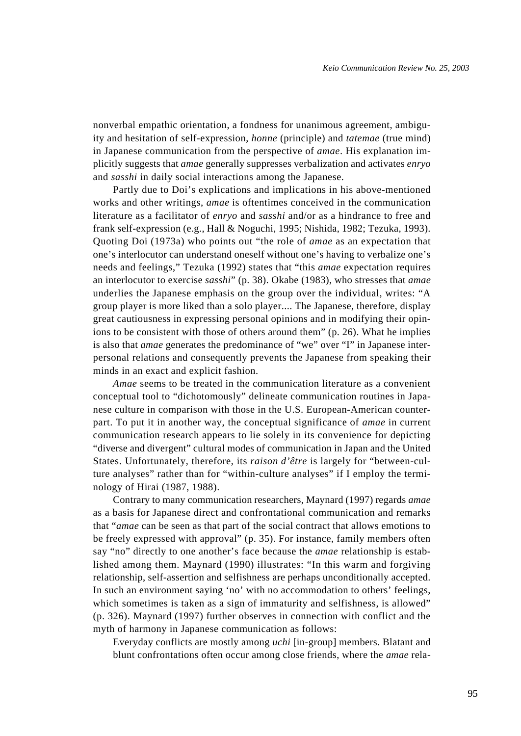nonverbal empathic orientation, a fondness for unanimous agreement, ambiguity and hesitation of self-expression, *honne* (principle) and *tatemae* (true mind) in Japanese communication from the perspective of *amae*. His explanation implicitly suggests that *amae* generally suppresses verbalization and activates *enryo* and *sasshi* in daily social interactions among the Japanese.

Partly due to Doi's explications and implications in his above-mentioned works and other writings, *amae* is oftentimes conceived in the communication literature as a facilitator of *enryo* and *sasshi* and/or as a hindrance to free and frank self-expression (e.g., Hall & Noguchi, 1995; Nishida, 1982; Tezuka, 1993). Quoting Doi (1973a) who points out "the role of *amae* as an expectation that one's interlocutor can understand oneself without one's having to verbalize one's needs and feelings," Tezuka (1992) states that "this *amae* expectation requires an interlocutor to exercise *sasshi*" (p. 38). Okabe (1983), who stresses that *amae* underlies the Japanese emphasis on the group over the individual, writes: "A group player is more liked than a solo player.... The Japanese, therefore, display great cautiousness in expressing personal opinions and in modifying their opinions to be consistent with those of others around them" (p. 26). What he implies is also that *amae* generates the predominance of "we" over "I" in Japanese interpersonal relations and consequently prevents the Japanese from speaking their minds in an exact and explicit fashion.

*Amae* seems to be treated in the communication literature as a convenient conceptual tool to "dichotomously" delineate communication routines in Japanese culture in comparison with those in the U.S. European-American counterpart. To put it in another way, the conceptual significance of *amae* in current communication research appears to lie solely in its convenience for depicting "diverse and divergent" cultural modes of communication in Japan and the United States. Unfortunately, therefore, its *raison d'être* is largely for "between-culture analyses" rather than for "within-culture analyses" if I employ the terminology of Hirai (1987, 1988).

Contrary to many communication researchers, Maynard (1997) regards *amae* as a basis for Japanese direct and confrontational communication and remarks that "*amae* can be seen as that part of the social contract that allows emotions to be freely expressed with approval" (p. 35). For instance, family members often say "no" directly to one another's face because the *amae* relationship is established among them. Maynard (1990) illustrates: "In this warm and forgiving relationship, self-assertion and selfishness are perhaps unconditionally accepted. In such an environment saying 'no' with no accommodation to others' feelings, which sometimes is taken as a sign of immaturity and selfishness, is allowed" (p. 326). Maynard (1997) further observes in connection with conflict and the myth of harmony in Japanese communication as follows:

> Everyday conflicts are mostly among *uchi* [in-group] members. Blatant and blunt confrontations often occur among close friends, where the *amae* rela-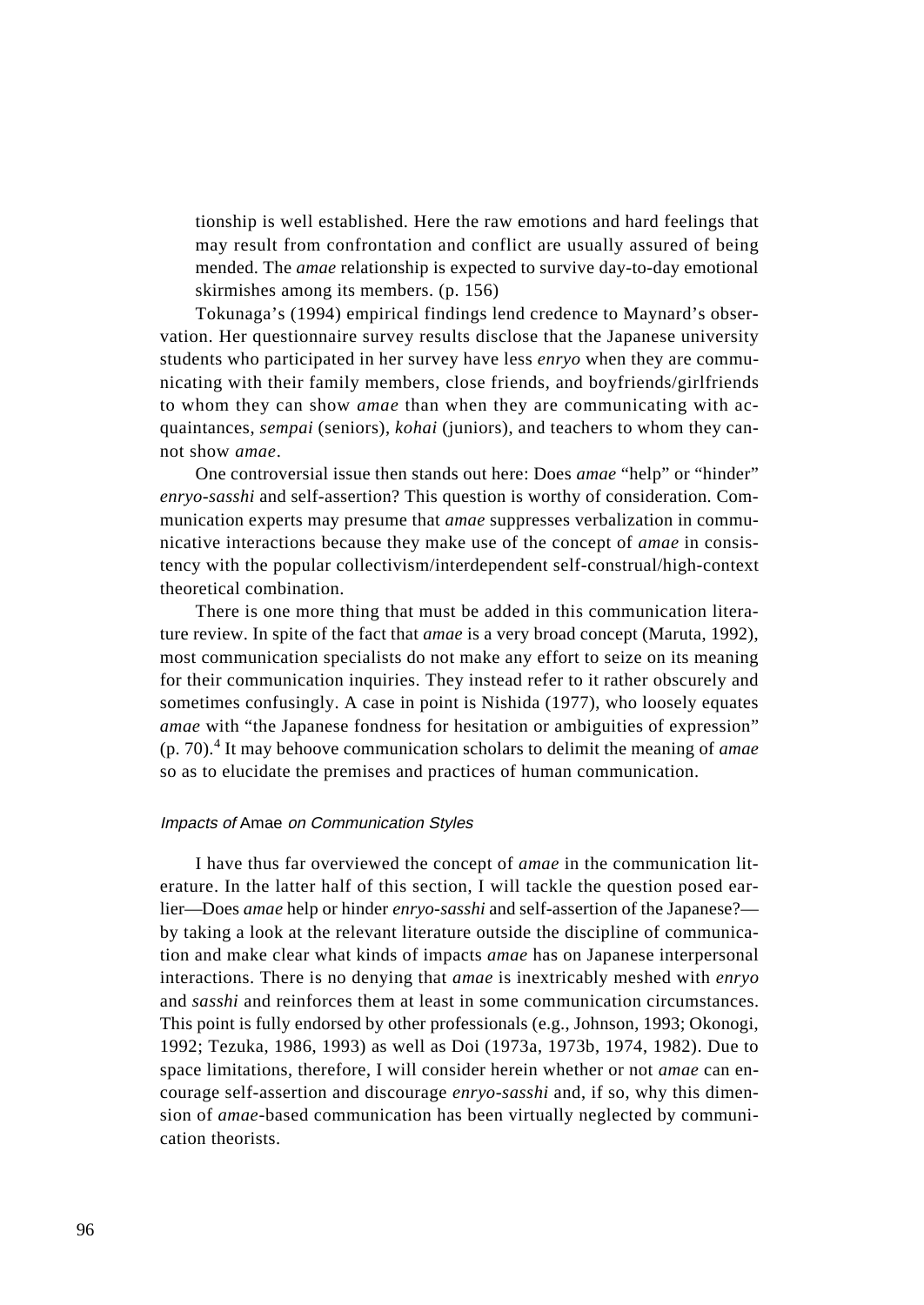> tionship is well established. Here the raw emotions and hard feelings that may result from confrontation and conflict are usually assured of being mended. The *amae* relationship is expected to survive day-to-day emotional skirmishes among its members. (p. 156)

Tokunaga's (1994) empirical findings lend credence to Maynard's observation. Her questionnaire survey results disclose that the Japanese university students who participated in her survey have less *enryo* when they are communicating with their family members, close friends, and boyfriends/girlfriends to whom they can show *amae* than when they are communicating with acquaintances, *sempai* (seniors), *kohai* (juniors), and teachers to whom they cannot show *amae*.

One controversial issue then stands out here: Does *amae* "help" or "hinder" *enryo-sasshi* and self-assertion? This question is worthy of consideration. Communication experts may presume that *amae* suppresses verbalization in communicative interactions because they make use of the concept of *amae* in consistency with the popular collectivism/interdependent self-construal/high-context theoretical combination.

There is one more thing that must be added in this communication literature review. In spite of the fact that *amae* is a very broad concept (Maruta, 1992), most communication specialists do not make any effort to seize on its meaning for their communication inquiries. They instead refer to it rather obscurely and sometimes confusingly. A case in point is Nishida (1977), who loosely equates *amae* with "the Japanese fondness for hesitation or ambiguities of expression" (p. 70).[4] It may behoove communication scholars to delimit the meaning of *amae* so as to elucidate the premises and practices of human communication.

### *Impacts of* Amae *on Communication Styles*

I have thus far overviewed the concept of *amae* in the communication literature. In the latter half of this section, I will tackle the question posed earlier—Does *amae* help or hinder *enryo-sasshi* and self-assertion of the Japanese?—by taking a look at the relevant literature outside the discipline of communication and make clear what kinds of impacts *amae* has on Japanese interpersonal interactions. There is no denying that *amae* is inextricably meshed with *enryo* and *sasshi* and reinforces them at least in some communication circumstances. This point is fully endorsed by other professionals (e.g., Johnson, 1993; Okonogi, 1992; Tezuka, 1986, 1993) as well as Doi (1973a, 1973b, 1974, 1982). Due to space limitations, therefore, I will consider herein whether or not *amae* can encourage self-assertion and discourage *enryo-sasshi* and, if so, why this dimension of *amae*-based communication has been virtually neglected by communication theorists.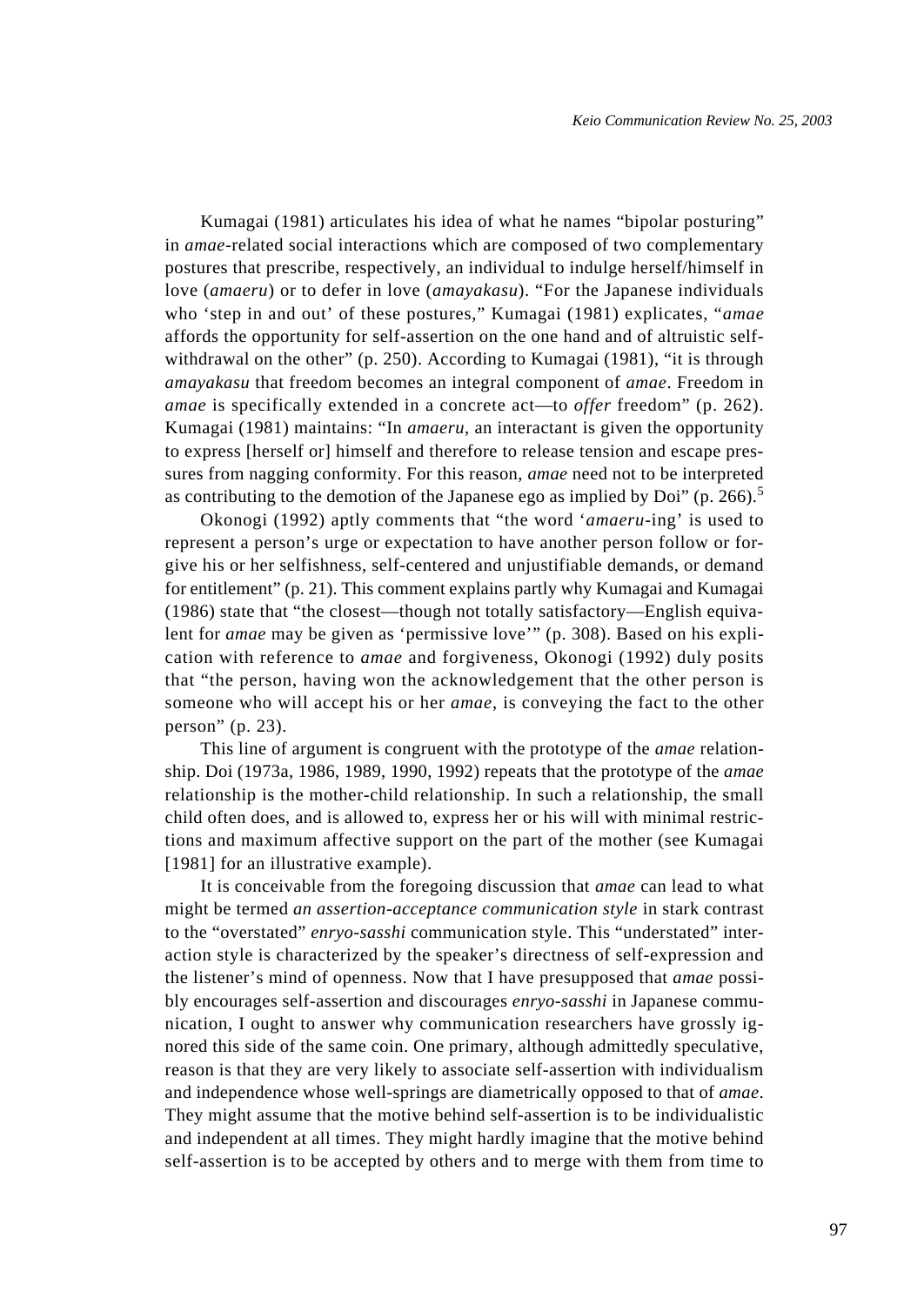Kumagai (1981) articulates his idea of what he names "bipolar posturing" in *amae*-related social interactions which are composed of two complementary postures that prescribe, respectively, an individual to indulge herself/himself in love (*amaeru*) or to defer in love (*amayakasu*). "For the Japanese individuals who 'step in and out' of these postures," Kumagai (1981) explicates, "*amae* affords the opportunity for self-assertion on the one hand and of altruistic self-withdrawal on the other" (p. 250). According to Kumagai (1981), "it is through *amayakasu* that freedom becomes an integral component of *amae*. Freedom in *amae* is specifically extended in a concrete act—to *offer* freedom" (p. 262). Kumagai (1981) maintains: "In *amaeru*, an interactant is given the opportunity to express [herself or] himself and therefore to release tension and escape pressures from nagging conformity. For this reason, *amae* need not to be interpreted as contributing to the demotion of the Japanese ego as implied by Doi" (p. 266).[5]

Okonogi (1992) aptly comments that "the word '*amaeru*-ing' is used to represent a person's urge or expectation to have another person follow or forgive his or her selfishness, self-centered and unjustifiable demands, or demand for entitlement" (p. 21). This comment explains partly why Kumagai and Kumagai (1986) state that "the closest—though not totally satisfactory—English equivalent for *amae* may be given as 'permissive love'" (p. 308). Based on his explication with reference to *amae* and forgiveness, Okonogi (1992) duly posits that "the person, having won the acknowledgement that the other person is someone who will accept his or her *amae*, is conveying the fact to the other person" (p. 23).

This line of argument is congruent with the prototype of the *amae* relationship. Doi (1973a, 1986, 1989, 1990, 1992) repeats that the prototype of the *amae* relationship is the mother-child relationship. In such a relationship, the small child often does, and is allowed to, express her or his will with minimal restrictions and maximum affective support on the part of the mother (see Kumagai [1981] for an illustrative example).

It is conceivable from the foregoing discussion that *amae* can lead to what might be termed *an assertion-acceptance communication style* in stark contrast to the "overstated" *enryo-sasshi* communication style. This "understated" interaction style is characterized by the speaker's directness of self-expression and the listener's mind of openness. Now that I have presupposed that *amae* possibly encourages self-assertion and discourages *enryo-sasshi* in Japanese communication, I ought to answer why communication researchers have grossly ignored this side of the same coin. One primary, although admittedly speculative, reason is that they are very likely to associate self-assertion with individualism and independence whose well-springs are diametrically opposed to that of *amae*. They might assume that the motive behind self-assertion is to be individualistic and independent at all times. They might hardly imagine that the motive behind self-assertion is to be accepted by others and to merge with them from time to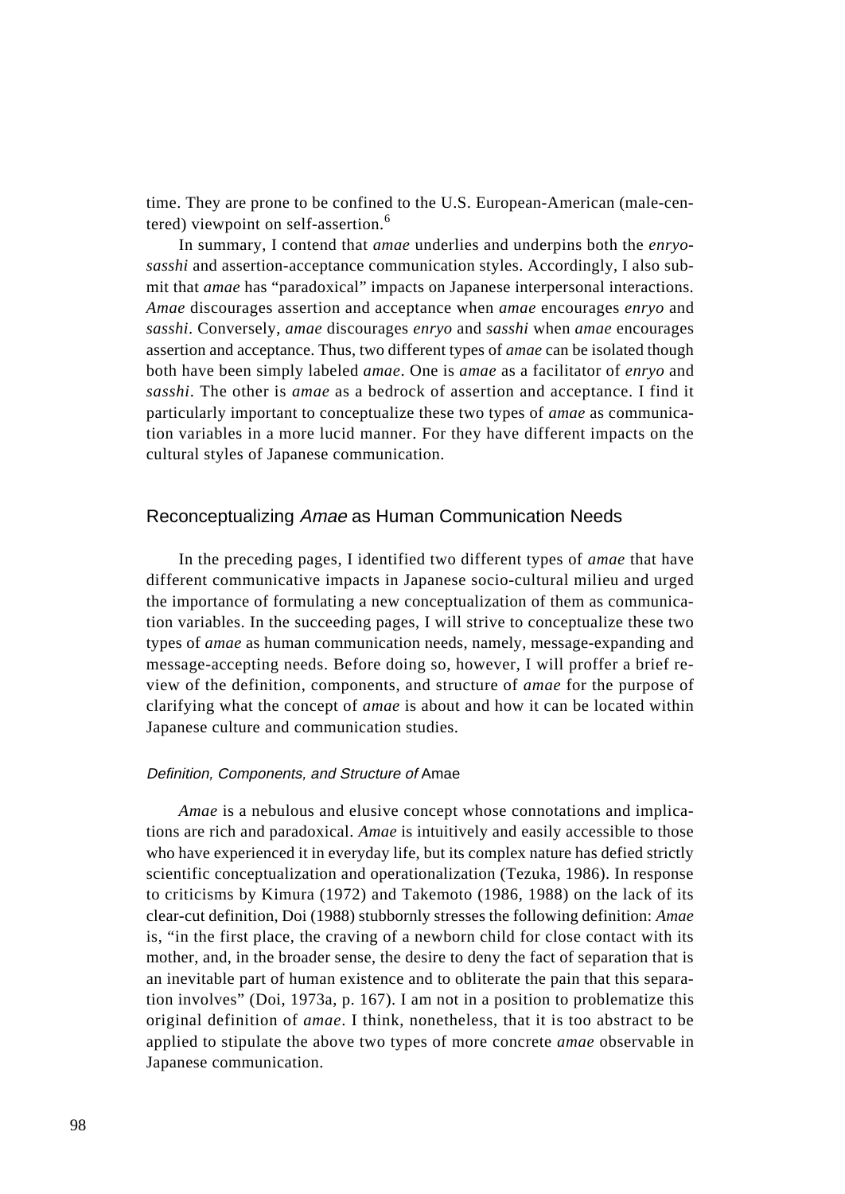time. They are prone to be confined to the U.S. European-American (male-centered) viewpoint on self-assertion.[6]

In summary, I contend that *amae* underlies and underpins both the *enryo-sasshi* and assertion-acceptance communication styles. Accordingly, I also submit that *amae* has "paradoxical" impacts on Japanese interpersonal interactions. *Amae* discourages assertion and acceptance when *amae* encourages *enryo* and *sasshi*. Conversely, *amae* discourages *enryo* and *sasshi* when *amae* encourages assertion and acceptance. Thus, two different types of *amae* can be isolated though both have been simply labeled *amae*. One is *amae* as a facilitator of *enryo* and *sasshi*. The other is *amae* as a bedrock of assertion and acceptance. I find it particularly important to conceptualize these two types of *amae* as communication variables in a more lucid manner. For they have different impacts on the cultural styles of Japanese communication.

## Reconceptualizing *Amae* as Human Communication Needs

In the preceding pages, I identified two different types of *amae* that have different communicative impacts in Japanese socio-cultural milieu and urged the importance of formulating a new conceptualization of them as communication variables. In the succeeding pages, I will strive to conceptualize these two types of *amae* as human communication needs, namely, message-expanding and message-accepting needs. Before doing so, however, I will proffer a brief review of the definition, components, and structure of *amae* for the purpose of clarifying what the concept of *amae* is about and how it can be located within Japanese culture and communication studies.

### *Definition, Components, and Structure of* Amae

*Amae* is a nebulous and elusive concept whose connotations and implications are rich and paradoxical. *Amae* is intuitively and easily accessible to those who have experienced it in everyday life, but its complex nature has defied strictly scientific conceptualization and operationalization (Tezuka, 1986). In response to criticisms by Kimura (1972) and Takemoto (1986, 1988) on the lack of its clear-cut definition, Doi (1988) stubbornly stresses the following definition: *Amae* is, "in the first place, the craving of a newborn child for close contact with its mother, and, in the broader sense, the desire to deny the fact of separation that is an inevitable part of human existence and to obliterate the pain that this separation involves" (Doi, 1973a, p. 167). I am not in a position to problematize this original definition of *amae*. I think, nonetheless, that it is too abstract to be applied to stipulate the above two types of more concrete *amae* observable in Japanese communication.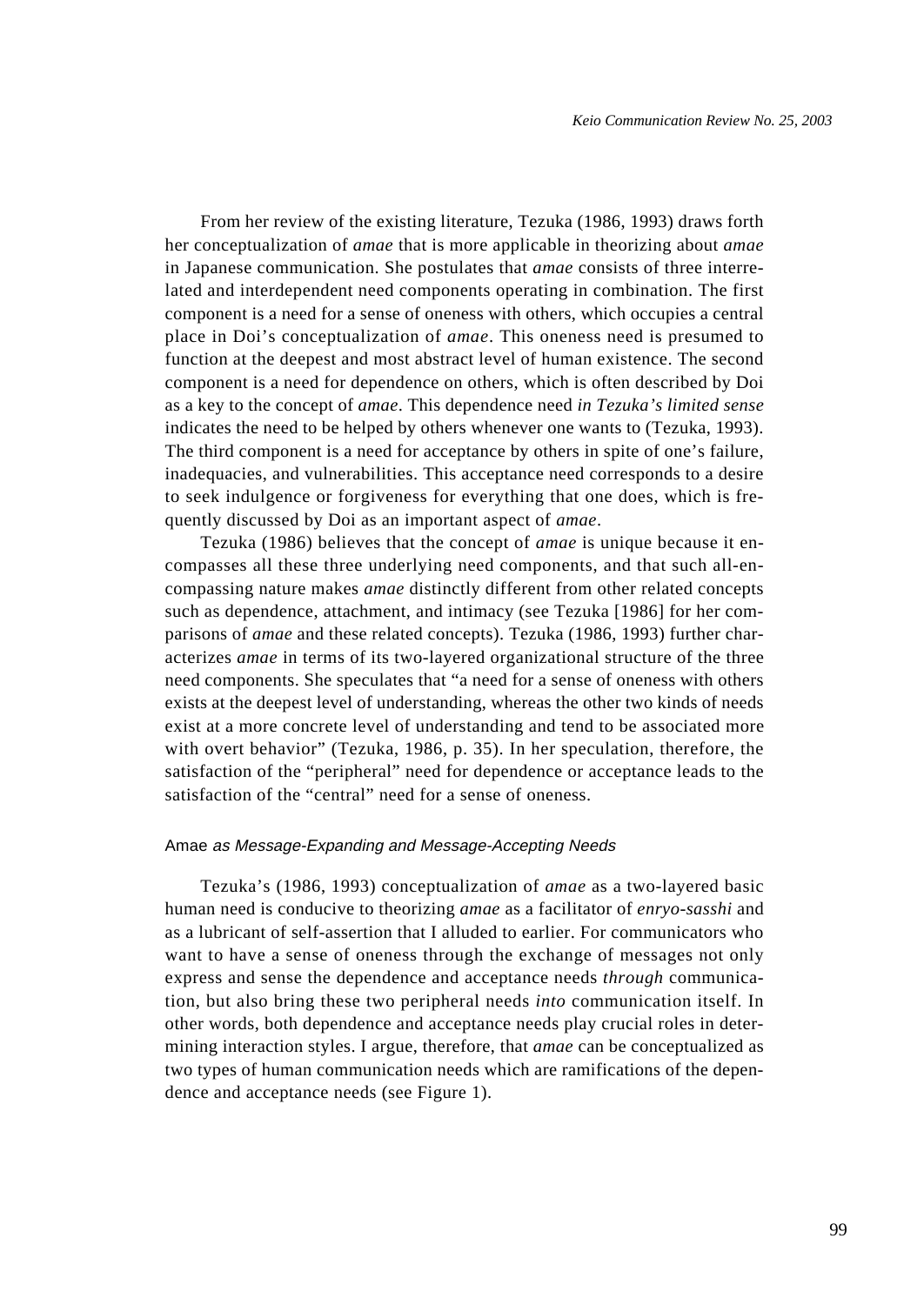From her review of the existing literature, Tezuka (1986, 1993) draws forth her conceptualization of *amae* that is more applicable in theorizing about *amae* in Japanese communication. She postulates that *amae* consists of three interrelated and interdependent need components operating in combination. The first component is a need for a sense of oneness with others, which occupies a central place in Doi's conceptualization of *amae*. This oneness need is presumed to function at the deepest and most abstract level of human existence. The second component is a need for dependence on others, which is often described by Doi as a key to the concept of *amae*. This dependence need *in Tezuka's limited sense* indicates the need to be helped by others whenever one wants to (Tezuka, 1993). The third component is a need for acceptance by others in spite of one's failure, inadequacies, and vulnerabilities. This acceptance need corresponds to a desire to seek indulgence or forgiveness for everything that one does, which is frequently discussed by Doi as an important aspect of *amae*.

Tezuka (1986) believes that the concept of *amae* is unique because it encompasses all these three underlying need components, and that such all-encompassing nature makes *amae* distinctly different from other related concepts such as dependence, attachment, and intimacy (see Tezuka [1986] for her comparisons of *amae* and these related concepts). Tezuka (1986, 1993) further characterizes *amae* in terms of its two-layered organizational structure of the three need components. She speculates that "a need for a sense of oneness with others exists at the deepest level of understanding, whereas the other two kinds of needs exist at a more concrete level of understanding and tend to be associated more with overt behavior" (Tezuka, 1986, p. 35). In her speculation, therefore, the satisfaction of the "peripheral" need for dependence or acceptance leads to the satisfaction of the "central" need for a sense of oneness.

### Amae *as Message-Expanding and Message-Accepting Needs*

Tezuka's (1986, 1993) conceptualization of *amae* as a two-layered basic human need is conducive to theorizing *amae* as a facilitator of *enryo-sasshi* and as a lubricant of self-assertion that I alluded to earlier. For communicators who want to have a sense of oneness through the exchange of messages not only express and sense the dependence and acceptance needs *through* communication, but also bring these two peripheral needs *into* communication itself. In other words, both dependence and acceptance needs play crucial roles in determining interaction styles. I argue, therefore, that *amae* can be conceptualized as two types of human communication needs which are ramifications of the dependence and acceptance needs (see Figure 1).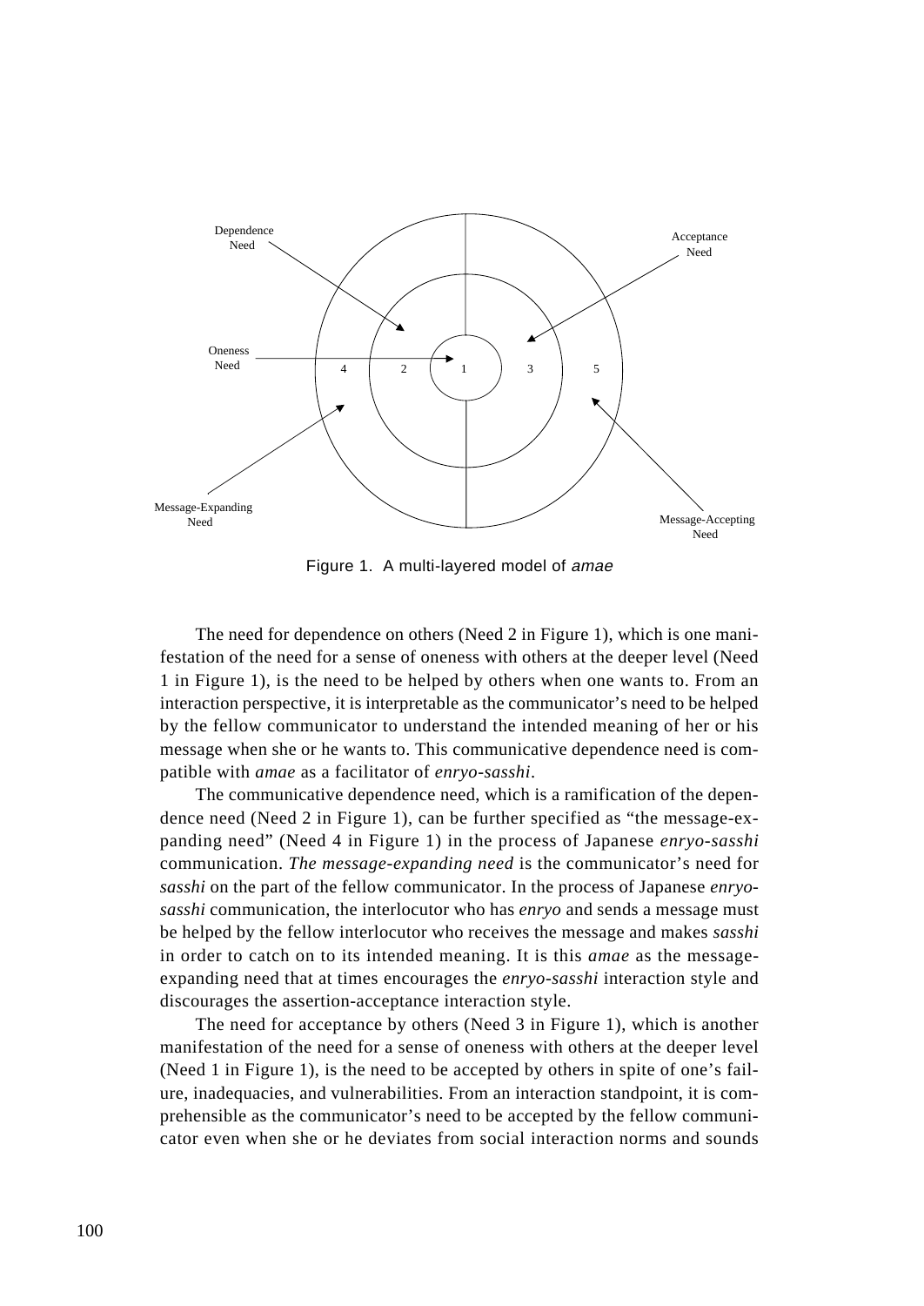Figure 1. A multi-layered model of *amae*

The need for dependence on others (Need 2 in Figure 1), which is one manifestation of the need for a sense of oneness with others at the deeper level (Need 1 in Figure 1), is the need to be helped by others when one wants to. From an interaction perspective, it is interpretable as the communicator's need to be helped by the fellow communicator to understand the intended meaning of her or his message when she or he wants to. This communicative dependence need is compatible with *amae* as a facilitator of *enryo-sasshi*.

The communicative dependence need, which is a ramification of the dependence need (Need 2 in Figure 1), can be further specified as "the message-expanding need" (Need 4 in Figure 1) in the process of Japanese *enryo-sasshi* communication. *The message-expanding need* is the communicator's need for *sasshi* on the part of the fellow communicator. In the process of Japanese *enryo-sasshi* communication, the interlocutor who has *enryo* and sends a message must be helped by the fellow interlocutor who receives the message and makes *sasshi* in order to catch on to its intended meaning. It is this *amae* as the message-expanding need that at times encourages the *enryo-sasshi* interaction style and discourages the assertion-acceptance interaction style.

The need for acceptance by others (Need 3 in Figure 1), which is another manifestation of the need for a sense of oneness with others at the deeper level (Need 1 in Figure 1), is the need to be accepted by others in spite of one's failure, inadequacies, and vulnerabilities. From an interaction standpoint, it is comprehensible as the communicator's need to be accepted by the fellow communicator even when she or he deviates from social interaction norms and sounds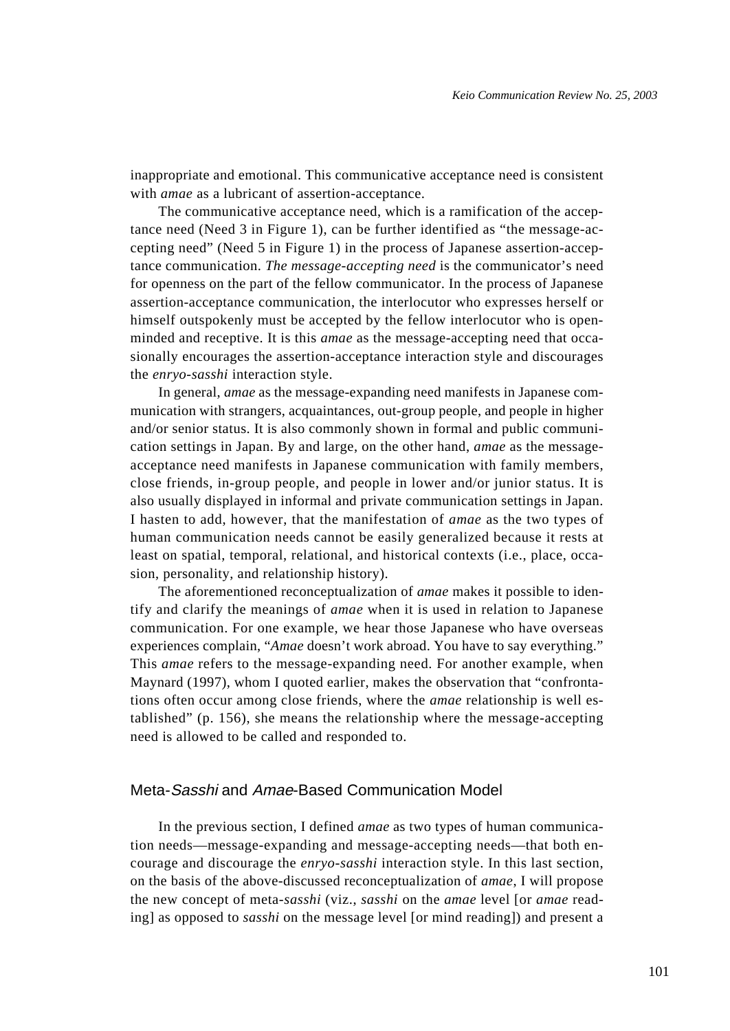inappropriate and emotional. This communicative acceptance need is consistent with *amae* as a lubricant of assertion-acceptance.

The communicative acceptance need, which is a ramification of the acceptance need (Need 3 in Figure 1), can be further identified as "the message-accepting need" (Need 5 in Figure 1) in the process of Japanese assertion-acceptance communication. *The message-accepting need* is the communicator's need for openness on the part of the fellow communicator. In the process of Japanese assertion-acceptance communication, the interlocutor who expresses herself or himself outspokenly must be accepted by the fellow interlocutor who is open-minded and receptive. It is this *amae* as the message-accepting need that occasionally encourages the assertion-acceptance interaction style and discourages the *enryo-sasshi* interaction style.

In general, *amae* as the message-expanding need manifests in Japanese communication with strangers, acquaintances, out-group people, and people in higher and/or senior status. It is also commonly shown in formal and public communication settings in Japan. By and large, on the other hand, *amae* as the message-acceptance need manifests in Japanese communication with family members, close friends, in-group people, and people in lower and/or junior status. It is also usually displayed in informal and private communication settings in Japan. I hasten to add, however, that the manifestation of *amae* as the two types of human communication needs cannot be easily generalized because it rests at least on spatial, temporal, relational, and historical contexts (i.e., place, occasion, personality, and relationship history).

The aforementioned reconceptualization of *amae* makes it possible to identify and clarify the meanings of *amae* when it is used in relation to Japanese communication. For one example, we hear those Japanese who have overseas experiences complain, "*Amae* doesn't work abroad. You have to say everything." This *amae* refers to the message-expanding need. For another example, when Maynard (1997), whom I quoted earlier, makes the observation that "confrontations often occur among close friends, where the *amae* relationship is well established" (p. 156), she means the relationship where the message-accepting need is allowed to be called and responded to.

## Meta-*Sasshi* and *Amae*-Based Communication Model

In the previous section, I defined *amae* as two types of human communication needs—message-expanding and message-accepting needs—that both encourage and discourage the *enryo-sasshi* interaction style. In this last section, on the basis of the above-discussed reconceptualization of *amae*, I will propose the new concept of meta-*sasshi* (viz., *sasshi* on the *amae* level [or *amae* reading] as opposed to *sasshi* on the message level [or mind reading]) and present a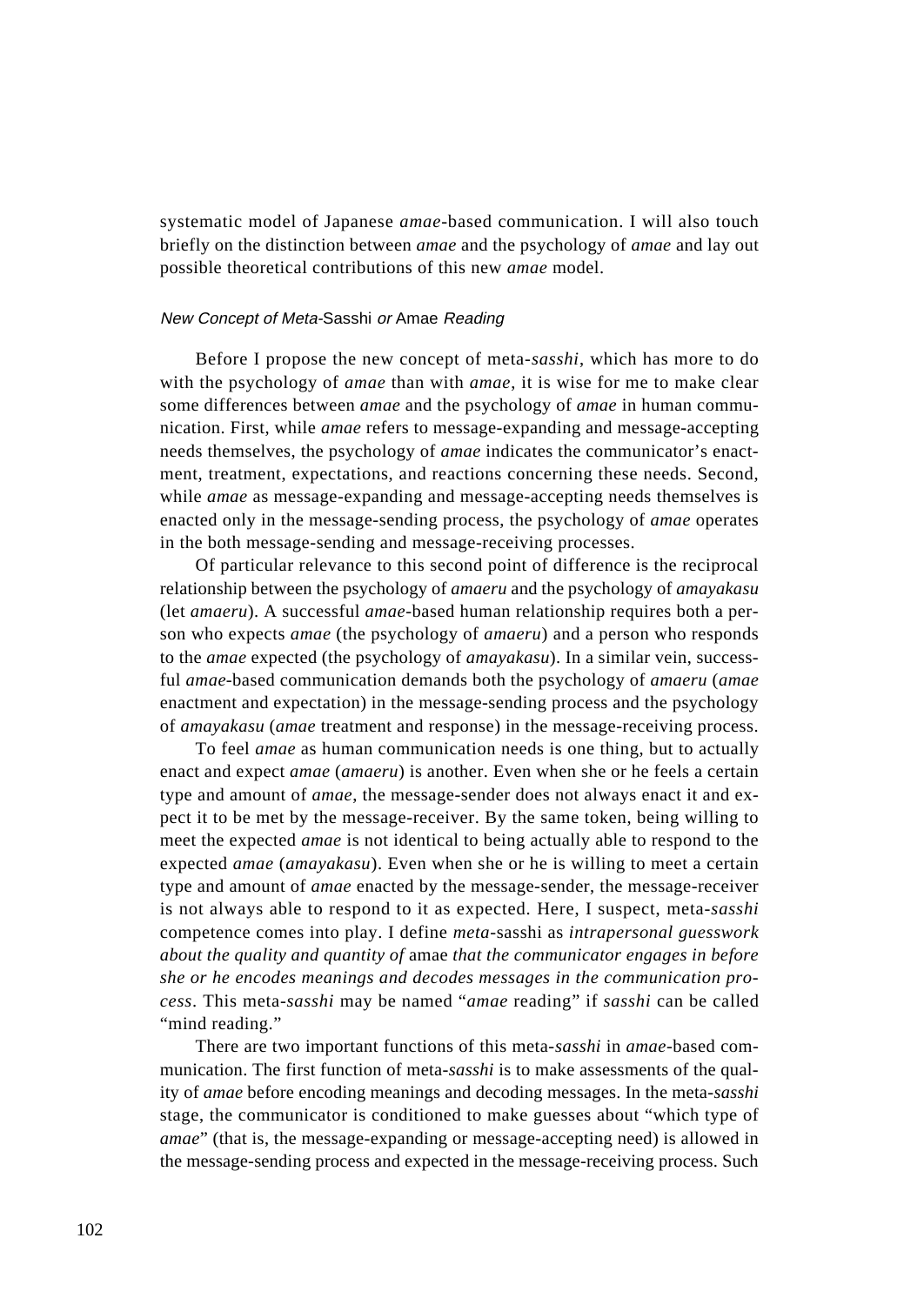systematic model of Japanese *amae*-based communication. I will also touch briefly on the distinction between *amae* and the psychology of *amae* and lay out possible theoretical contributions of this new *amae* model.

#### *New Concept of Meta-*Sasshi *or* Amae *Reading*

Before I propose the new concept of meta-*sasshi*, which has more to do with the psychology of *amae* than with *amae*, it is wise for me to make clear some differences between *amae* and the psychology of *amae* in human communication. First, while *amae* refers to message-expanding and message-accepting needs themselves, the psychology of *amae* indicates the communicator's enactment, treatment, expectations, and reactions concerning these needs. Second, while *amae* as message-expanding and message-accepting needs themselves is enacted only in the message-sending process, the psychology of *amae* operates in the both message-sending and message-receiving processes.

Of particular relevance to this second point of difference is the reciprocal relationship between the psychology of *amaeru* and the psychology of *amayakasu* (let *amaeru*). A successful *amae*-based human relationship requires both a person who expects *amae* (the psychology of *amaeru*) and a person who responds to the *amae* expected (the psychology of *amayakasu*). In a similar vein, successful *amae*-based communication demands both the psychology of *amaeru* (*amae* enactment and expectation) in the message-sending process and the psychology of *amayakasu* (*amae* treatment and response) in the message-receiving process.

To feel *amae* as human communication needs is one thing, but to actually enact and expect *amae* (*amaeru*) is another. Even when she or he feels a certain type and amount of *amae*, the message-sender does not always enact it and expect it to be met by the message-receiver. By the same token, being willing to meet the expected *amae* is not identical to being actually able to respond to the expected *amae* (*amayakasu*). Even when she or he is willing to meet a certain type and amount of *amae* enacted by the message-sender, the message-receiver is not always able to respond to it as expected. Here, I suspect, meta-*sasshi* competence comes into play. I define *meta*-sasshi as *intrapersonal guesswork about the quality and quantity of* amae *that the communicator engages in before she or he encodes meanings and decodes messages in the communication process*. This meta-*sasshi* may be named "*amae* reading" if *sasshi* can be called "mind reading."

There are two important functions of this meta-*sasshi* in *amae*-based communication. The first function of meta-*sasshi* is to make assessments of the quality of *amae* before encoding meanings and decoding messages. In the meta-*sasshi* stage, the communicator is conditioned to make guesses about "which type of *amae*" (that is, the message-expanding or message-accepting need) is allowed in the message-sending process and expected in the message-receiving process. Such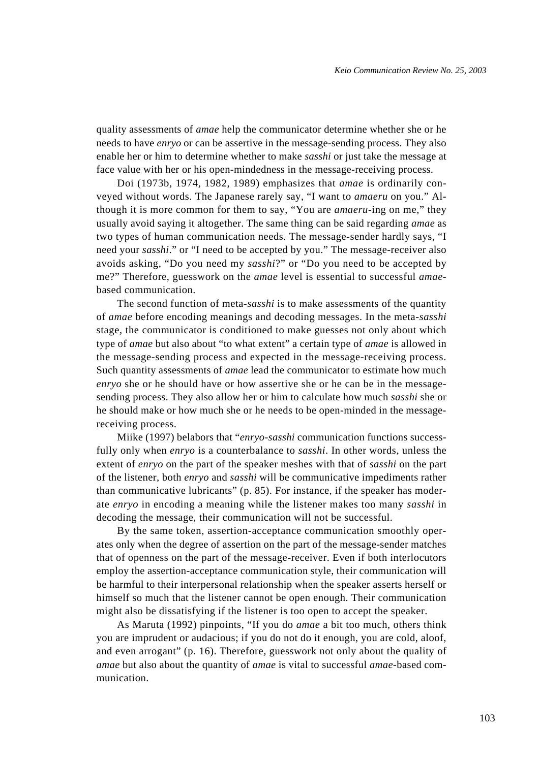quality assessments of *amae* help the communicator determine whether she or he needs to have *enryo* or can be assertive in the message-sending process. They also enable her or him to determine whether to make *sasshi* or just take the message at face value with her or his open-mindedness in the message-receiving process.

Doi (1973b, 1974, 1982, 1989) emphasizes that *amae* is ordinarily conveyed without words. The Japanese rarely say, "I want to *amaeru* on you." Although it is more common for them to say, "You are *amaeru*-ing on me," they usually avoid saying it altogether. The same thing can be said regarding *amae* as two types of human communication needs. The message-sender hardly says, "I need your *sasshi*." or "I need to be accepted by you." The message-receiver also avoids asking, "Do you need my *sasshi*?" or "Do you need to be accepted by me?" Therefore, guesswork on the *amae* level is essential to successful *amae*-based communication.

The second function of meta-*sasshi* is to make assessments of the quantity of *amae* before encoding meanings and decoding messages. In the meta-*sasshi* stage, the communicator is conditioned to make guesses not only about which type of *amae* but also about "to what extent" a certain type of *amae* is allowed in the message-sending process and expected in the message-receiving process. Such quantity assessments of *amae* lead the communicator to estimate how much *enryo* she or he should have or how assertive she or he can be in the message-sending process. They also allow her or him to calculate how much *sasshi* she or he should make or how much she or he needs to be open-minded in the message-receiving process.

Miike (1997) belabors that "*enryo-sasshi* communication functions successfully only when *enryo* is a counterbalance to *sasshi*. In other words, unless the extent of *enryo* on the part of the speaker meshes with that of *sasshi* on the part of the listener, both *enryo* and *sasshi* will be communicative impediments rather than communicative lubricants" (p. 85). For instance, if the speaker has moderate *enryo* in encoding a meaning while the listener makes too many *sasshi* in decoding the message, their communication will not be successful.

By the same token, assertion-acceptance communication smoothly operates only when the degree of assertion on the part of the message-sender matches that of openness on the part of the message-receiver. Even if both interlocutors employ the assertion-acceptance communication style, their communication will be harmful to their interpersonal relationship when the speaker asserts herself or himself so much that the listener cannot be open enough. Their communication might also be dissatisfying if the listener is too open to accept the speaker.

As Maruta (1992) pinpoints, "If you do *amae* a bit too much, others think you are imprudent or audacious; if you do not do it enough, you are cold, aloof, and even arrogant" (p. 16). Therefore, guesswork not only about the quality of *amae* but also about the quantity of *amae* is vital to successful *amae*-based communication.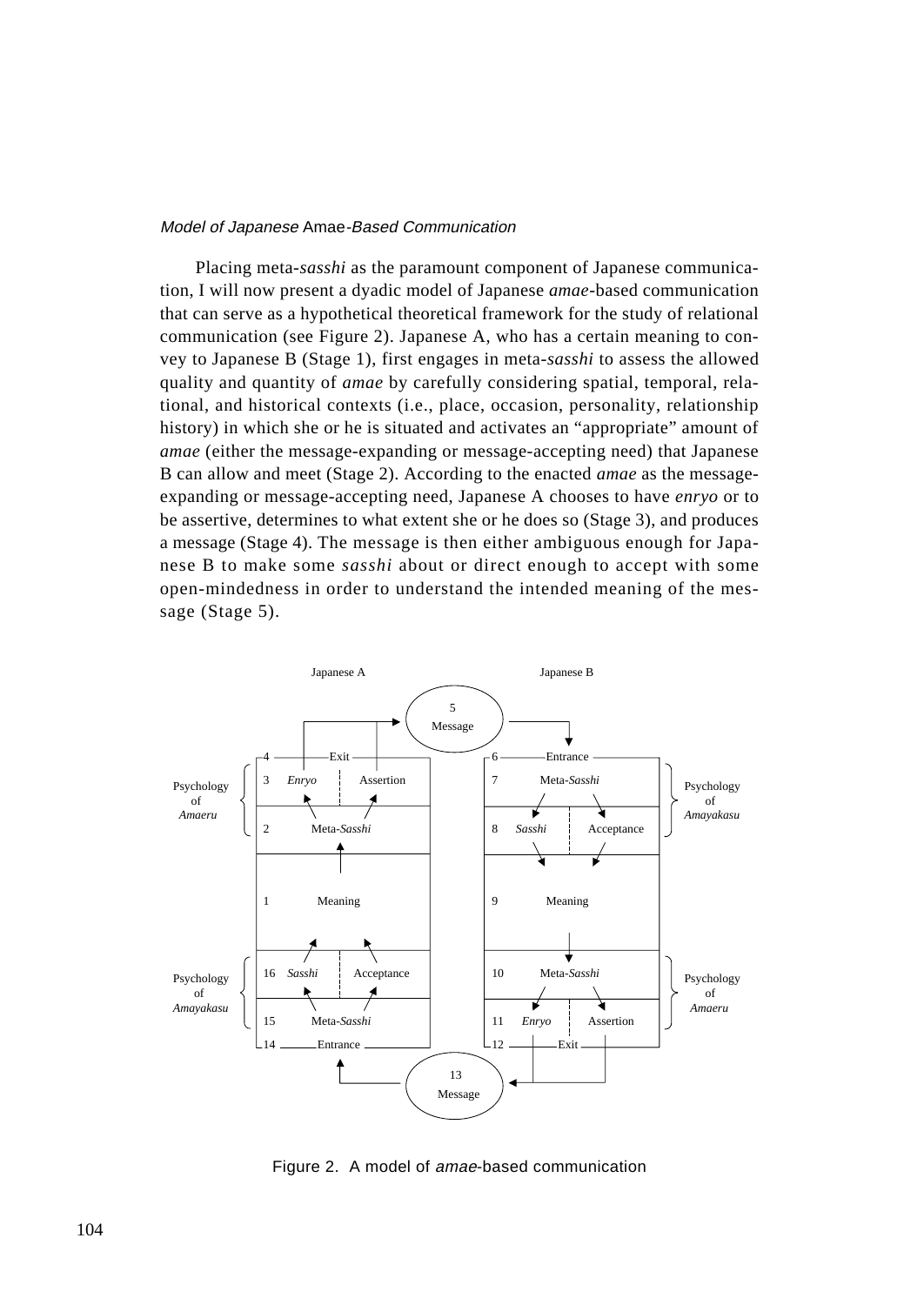### *Model of Japanese* Amae*-Based Communication*

Placing meta-*sasshi* as the paramount component of Japanese communication, I will now present a dyadic model of Japanese *amae*-based communication that can serve as a hypothetical theoretical framework for the study of relational communication (see Figure 2). Japanese A, who has a certain meaning to convey to Japanese B (Stage 1), first engages in meta-*sasshi* to assess the allowed quality and quantity of *amae* by carefully considering spatial, temporal, relational, and historical contexts (i.e., place, occasion, personality, relationship history) in which she or he is situated and activates an "appropriate" amount of *amae* (either the message-expanding or message-accepting need) that Japanese B can allow and meet (Stage 2). According to the enacted *amae* as the message-expanding or message-accepting need, Japanese A chooses to have *enryo* or to be assertive, determines to what extent she or he does so (Stage 3), and produces a message (Stage 4). The message is then either ambiguous enough for Japanese B to make some *sasshi* about or direct enough to accept with some open-mindedness in order to understand the intended meaning of the message (Stage 5).

Figure 2. A model of *amae*-based communication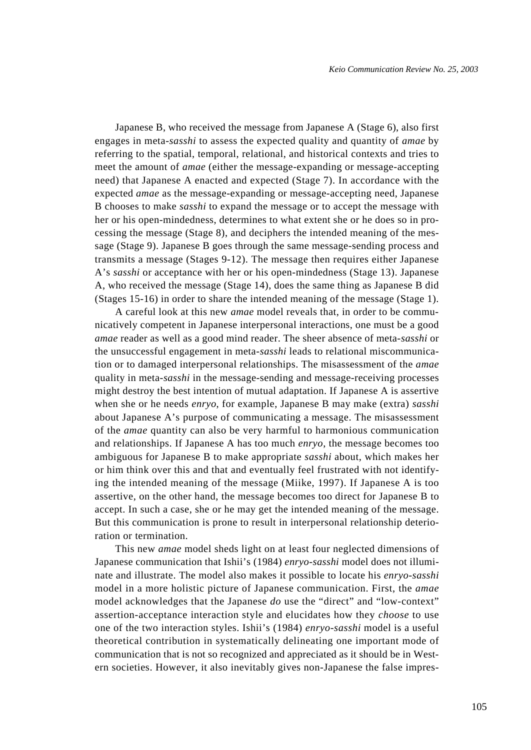Japanese B, who received the message from Japanese A (Stage 6), also first engages in meta-*sasshi* to assess the expected quality and quantity of *amae* by referring to the spatial, temporal, relational, and historical contexts and tries to meet the amount of *amae* (either the message-expanding or message-accepting need) that Japanese A enacted and expected (Stage 7). In accordance with the expected *amae* as the message-expanding or message-accepting need, Japanese B chooses to make *sasshi* to expand the message or to accept the message with her or his open-mindedness, determines to what extent she or he does so in processing the message (Stage 8), and deciphers the intended meaning of the message (Stage 9). Japanese B goes through the same message-sending process and transmits a message (Stages 9-12). The message then requires either Japanese A's *sasshi* or acceptance with her or his open-mindedness (Stage 13). Japanese A, who received the message (Stage 14), does the same thing as Japanese B did (Stages 15-16) in order to share the intended meaning of the message (Stage 1).

A careful look at this new *amae* model reveals that, in order to be communicatively competent in Japanese interpersonal interactions, one must be a good *amae* reader as well as a good mind reader. The sheer absence of meta-*sasshi* or the unsuccessful engagement in meta-*sasshi* leads to relational miscommunication or to damaged interpersonal relationships. The misassessment of the *amae* quality in meta-*sasshi* in the message-sending and message-receiving processes might destroy the best intention of mutual adaptation. If Japanese A is assertive when she or he needs *enryo*, for example, Japanese B may make (extra) *sasshi* about Japanese A's purpose of communicating a message. The misassessment of the *amae* quantity can also be very harmful to harmonious communication and relationships. If Japanese A has too much *enryo*, the message becomes too ambiguous for Japanese B to make appropriate *sasshi* about, which makes her or him think over this and that and eventually feel frustrated with not identifying the intended meaning of the message (Miike, 1997). If Japanese A is too assertive, on the other hand, the message becomes too direct for Japanese B to accept. In such a case, she or he may get the intended meaning of the message. But this communication is prone to result in interpersonal relationship deterioration or termination.

This new *amae* model sheds light on at least four neglected dimensions of Japanese communication that Ishii's (1984) *enryo-sasshi* model does not illuminate and illustrate. The model also makes it possible to locate his *enryo-sasshi* model in a more holistic picture of Japanese communication. First, the *amae* model acknowledges that the Japanese *do* use the "direct" and "low-context" assertion-acceptance interaction style and elucidates how they *choose* to use one of the two interaction styles. Ishii's (1984) *enryo-sasshi* model is a useful theoretical contribution in systematically delineating one important mode of communication that is not so recognized and appreciated as it should be in Western societies. However, it also inevitably gives non-Japanese the false impres-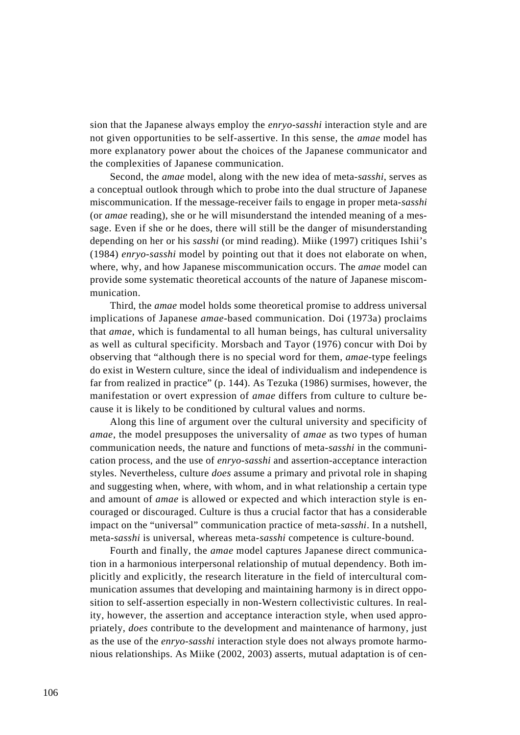sion that the Japanese always employ the *enryo-sasshi* interaction style and are not given opportunities to be self-assertive. In this sense, the *amae* model has more explanatory power about the choices of the Japanese communicator and the complexities of Japanese communication.

Second, the *amae* model, along with the new idea of meta-*sasshi*, serves as a conceptual outlook through which to probe into the dual structure of Japanese miscommunication. If the message-receiver fails to engage in proper meta-*sasshi* (or *amae* reading), she or he will misunderstand the intended meaning of a message. Even if she or he does, there will still be the danger of misunderstanding depending on her or his *sasshi* (or mind reading). Miike (1997) critiques Ishii's (1984) *enryo-sasshi* model by pointing out that it does not elaborate on when, where, why, and how Japanese miscommunication occurs. The *amae* model can provide some systematic theoretical accounts of the nature of Japanese miscommunication.

Third, the *amae* model holds some theoretical promise to address universal implications of Japanese *amae*-based communication. Doi (1973a) proclaims that *amae*, which is fundamental to all human beings, has cultural universality as well as cultural specificity. Morsbach and Tayor (1976) concur with Doi by observing that "although there is no special word for them, *amae*-type feelings do exist in Western culture, since the ideal of individualism and independence is far from realized in practice" (p. 144). As Tezuka (1986) surmises, however, the manifestation or overt expression of *amae* differs from culture to culture because it is likely to be conditioned by cultural values and norms.

Along this line of argument over the cultural university and specificity of *amae*, the model presupposes the universality of *amae* as two types of human communication needs, the nature and functions of meta-*sasshi* in the communication process, and the use of *enryo-sasshi* and assertion-acceptance interaction styles. Nevertheless, culture *does* assume a primary and privotal role in shaping and suggesting when, where, with whom, and in what relationship a certain type and amount of *amae* is allowed or expected and which interaction style is encouraged or discouraged. Culture is thus a crucial factor that has a considerable impact on the "universal" communication practice of meta-*sasshi*. In a nutshell, meta-*sasshi* is universal, whereas meta-*sasshi* competence is culture-bound.

Fourth and finally, the *amae* model captures Japanese direct communication in a harmonious interpersonal relationship of mutual dependency. Both implicitly and explicitly, the research literature in the field of intercultural communication assumes that developing and maintaining harmony is in direct opposition to self-assertion especially in non-Western collectivistic cultures. In reality, however, the assertion and acceptance interaction style, when used appropriately, *does* contribute to the development and maintenance of harmony, just as the use of the *enryo-sasshi* interaction style does not always promote harmonious relationships. As Miike (2002, 2003) asserts, mutual adaptation is of cen-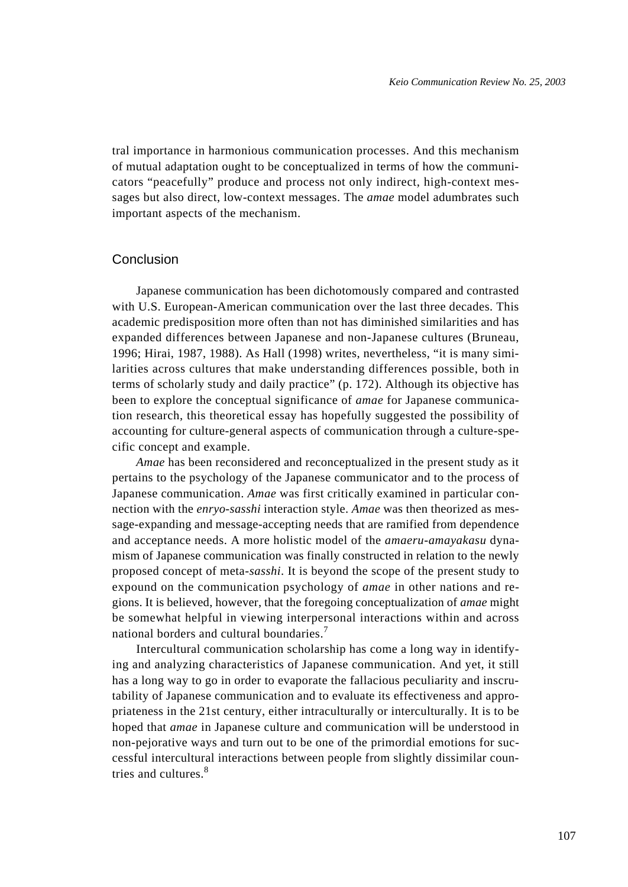tral importance in harmonious communication processes. And this mechanism of mutual adaptation ought to be conceptualized in terms of how the communicators "peacefully" produce and process not only indirect, high-context messages but also direct, low-context messages. The *amae* model adumbrates such important aspects of the mechanism.

## Conclusion

Japanese communication has been dichotomously compared and contrasted with U.S. European-American communication over the last three decades. This academic predisposition more often than not has diminished similarities and has expanded differences between Japanese and non-Japanese cultures (Bruneau, 1996; Hirai, 1987, 1988). As Hall (1998) writes, nevertheless, "it is many similarities across cultures that make understanding differences possible, both in terms of scholarly study and daily practice" (p. 172). Although its objective has been to explore the conceptual significance of *amae* for Japanese communication research, this theoretical essay has hopefully suggested the possibility of accounting for culture-general aspects of communication through a culture-specific concept and example.

*Amae* has been reconsidered and reconceptualized in the present study as it pertains to the psychology of the Japanese communicator and to the process of Japanese communication. *Amae* was first critically examined in particular connection with the *enryo-sasshi* interaction style. *Amae* was then theorized as message-expanding and message-accepting needs that are ramified from dependence and acceptance needs. A more holistic model of the *amaeru-amayakasu* dynamism of Japanese communication was finally constructed in relation to the newly proposed concept of meta-*sasshi*. It is beyond the scope of the present study to expound on the communication psychology of *amae* in other nations and regions. It is believed, however, that the foregoing conceptualization of *amae* might be somewhat helpful in viewing interpersonal interactions within and across national borders and cultural boundaries.[7]

Intercultural communication scholarship has come a long way in identifying and analyzing characteristics of Japanese communication. And yet, it still has a long way to go in order to evaporate the fallacious peculiarity and inscrutability of Japanese communication and to evaluate its effectiveness and appropriateness in the 21st century, either intraculturally or interculturally. It is to be hoped that *amae* in Japanese culture and communication will be understood in non-pejorative ways and turn out to be one of the primordial emotions for successful intercultural interactions between people from slightly dissimilar countries and cultures.[8]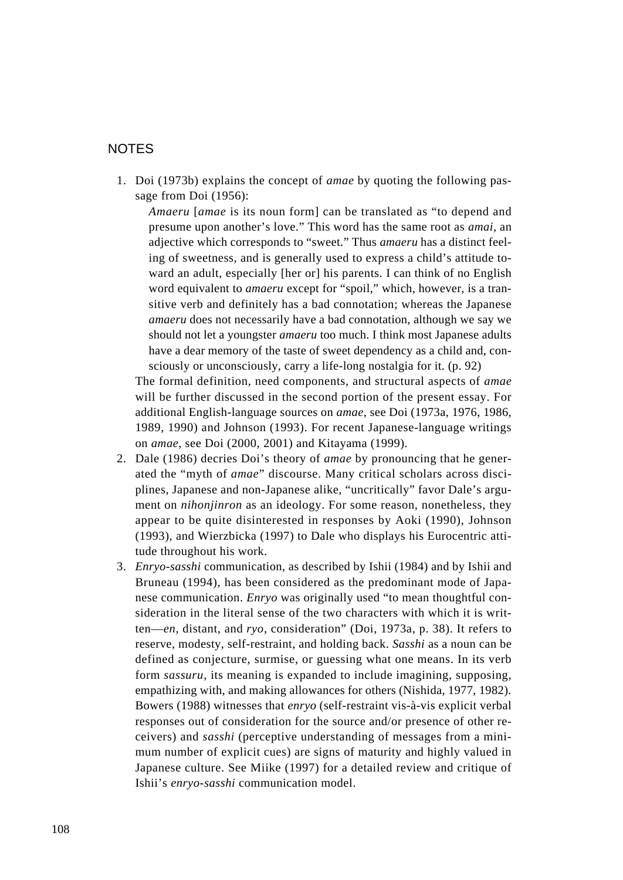## NOTES

1. Doi (1973b) explains the concept of *amae* by quoting the following passage from Doi (1956):

   > *Amaeru* [*amae* is its noun form] can be translated as "to depend and presume upon another's love." This word has the same root as *amai*, an adjective which corresponds to "sweet." Thus *amaeru* has a distinct feeling of sweetness, and is generally used to express a child's attitude toward an adult, especially [her or] his parents. I can think of no English word equivalent to *amaeru* except for "spoil," which, however, is a transitive verb and definitely has a bad connotation; whereas the Japanese *amaeru* does not necessarily have a bad connotation, although we say we should not let a youngster *amaeru* too much. I think most Japanese adults have a dear memory of the taste of sweet dependency as a child and, consciously or unconsciously, carry a life-long nostalgia for it. (p. 92)

   The formal definition, need components, and structural aspects of *amae* will be further discussed in the second portion of the present essay. For additional English-language sources on *amae*, see Doi (1973a, 1976, 1986, 1989, 1990) and Johnson (1993). For recent Japanese-language writings on *amae*, see Doi (2000, 2001) and Kitayama (1999).

2. Dale (1986) decries Doi's theory of *amae* by pronouncing that he generated the "myth of *amae*" discourse. Many critical scholars across disciplines, Japanese and non-Japanese alike, "uncritically" favor Dale's argument on *nihonjinron* as an ideology. For some reason, nonetheless, they appear to be quite disinterested in responses by Aoki (1990), Johnson (1993), and Wierzbicka (1997) to Dale who displays his Eurocentric attitude throughout his work.

3. *Enryo-sasshi* communication, as described by Ishii (1984) and by Ishii and Bruneau (1994), has been considered as the predominant mode of Japanese communication. *Enryo* was originally used "to mean thoughtful consideration in the literal sense of the two characters with which it is written—*en*, distant, and *ryo*, consideration" (Doi, 1973a, p. 38). It refers to reserve, modesty, self-restraint, and holding back. *Sasshi* as a noun can be defined as conjecture, surmise, or guessing what one means. In its verb form *sassuru*, its meaning is expanded to include imagining, supposing, empathizing with, and making allowances for others (Nishida, 1977, 1982). Bowers (1988) witnesses that *enryo* (self-restraint vis-à-vis explicit verbal responses out of consideration for the source and/or presence of other receivers) and *sasshi* (perceptive understanding of messages from a minimum number of explicit cues) are signs of maturity and highly valued in Japanese culture. See Miike (1997) for a detailed review and critique of Ishii's *enryo-sasshi* communication model.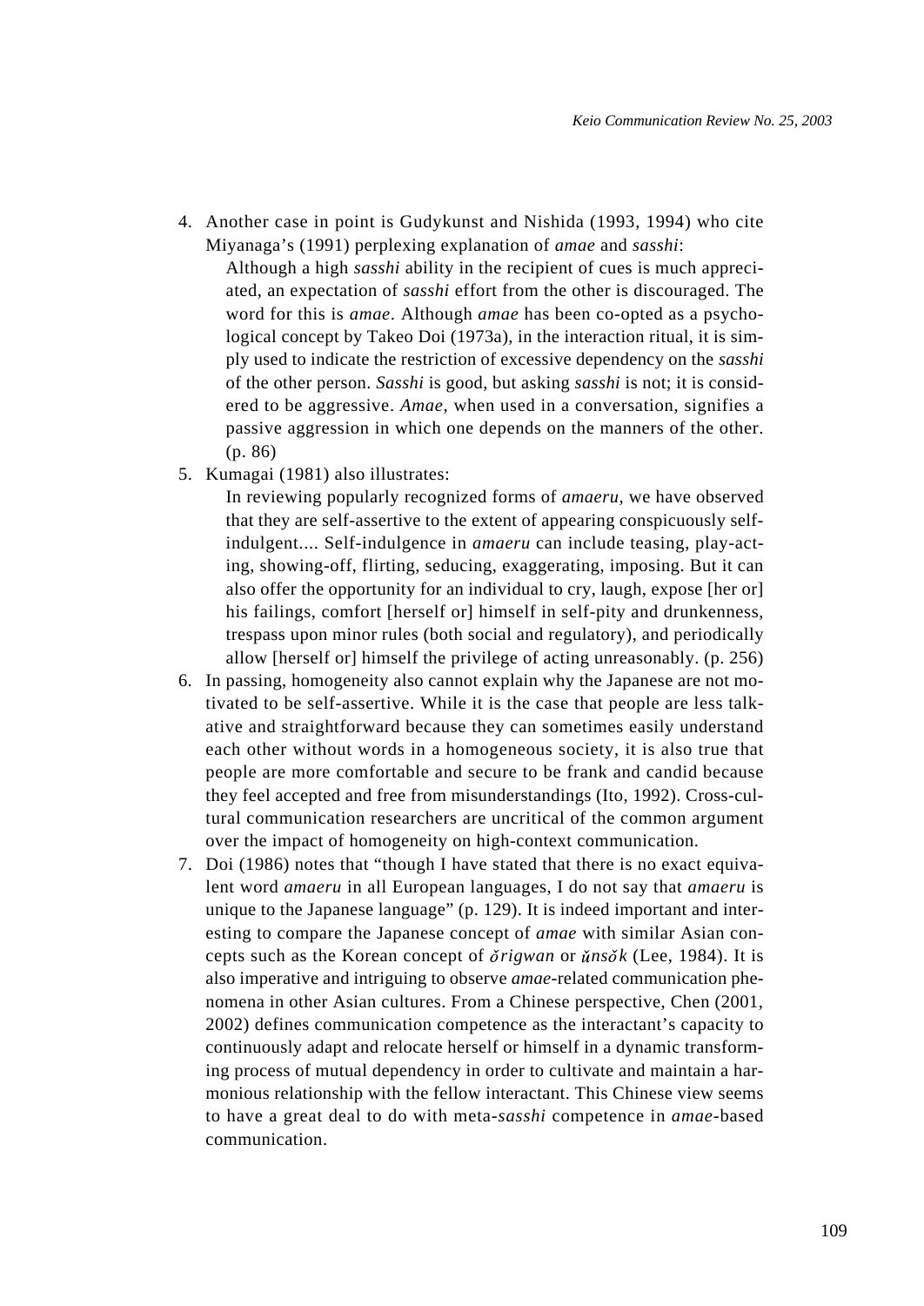4. Another case in point is Gudykunst and Nishida (1993, 1994) who cite Miyanaga's (1991) perplexing explanation of *amae* and *sasshi*:

   > Although a high *sasshi* ability in the recipient of cues is much appreciated, an expectation of *sasshi* effort from the other is discouraged. The word for this is *amae*. Although *amae* has been co-opted as a psychological concept by Takeo Doi (1973a), in the interaction ritual, it is simply used to indicate the restriction of excessive dependency on the *sasshi* of the other person. *Sasshi* is good, but asking *sasshi* is not; it is considered to be aggressive. *Amae*, when used in a conversation, signifies a passive aggression in which one depends on the manners of the other. (p. 86)

5. Kumagai (1981) also illustrates:

   > In reviewing popularly recognized forms of *amaeru*, we have observed that they are self-assertive to the extent of appearing conspicuously self-indulgent.... Self-indulgence in *amaeru* can include teasing, play-acting, showing-off, flirting, seducing, exaggerating, imposing. But it can also offer the opportunity for an individual to cry, laugh, expose [her or] his failings, comfort [herself or] himself in self-pity and drunkenness, trespass upon minor rules (both social and regulatory), and periodically allow [herself or] himself the privilege of acting unreasonably. (p. 256)

6. In passing, homogeneity also cannot explain why the Japanese are not motivated to be self-assertive. While it is the case that people are less talkative and straightforward because they can sometimes easily understand each other without words in a homogeneous society, it is also true that people are more comfortable and secure to be frank and candid because they feel accepted and free from misunderstandings (Ito, 1992). Cross-cultural communication researchers are uncritical of the common argument over the impact of homogeneity on high-context communication.

7. Doi (1986) notes that "though I have stated that there is no exact equivalent word *amaeru* in all European languages, I do not say that *amaeru* is unique to the Japanese language" (p. 129). It is indeed important and interesting to compare the Japanese concept of *amae* with similar Asian concepts such as the Korean concept of *ŏrigwan* or *ŭnsŏk* (Lee, 1984). It is also imperative and intriguing to observe *amae*-related communication phenomena in other Asian cultures. From a Chinese perspective, Chen (2001, 2002) defines communication competence as the interactant's capacity to continuously adapt and relocate herself or himself in a dynamic transforming process of mutual dependency in order to cultivate and maintain a harmonious relationship with the fellow interactant. This Chinese view seems to have a great deal to do with meta-*sasshi* competence in *amae*-based communication.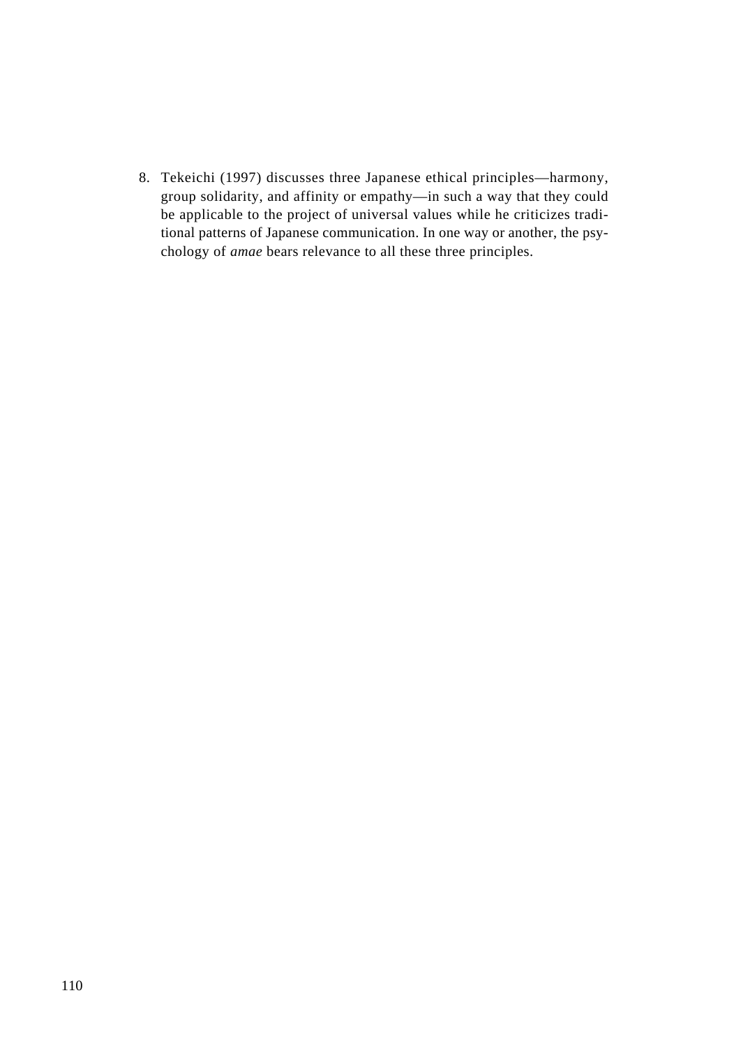8. Tekeichi (1997) discusses three Japanese ethical principles—harmony, group solidarity, and affinity or empathy—in such a way that they could be applicable to the project of universal values while he criticizes traditional patterns of Japanese communication. In one way or another, the psychology of *amae* bears relevance to all these three principles.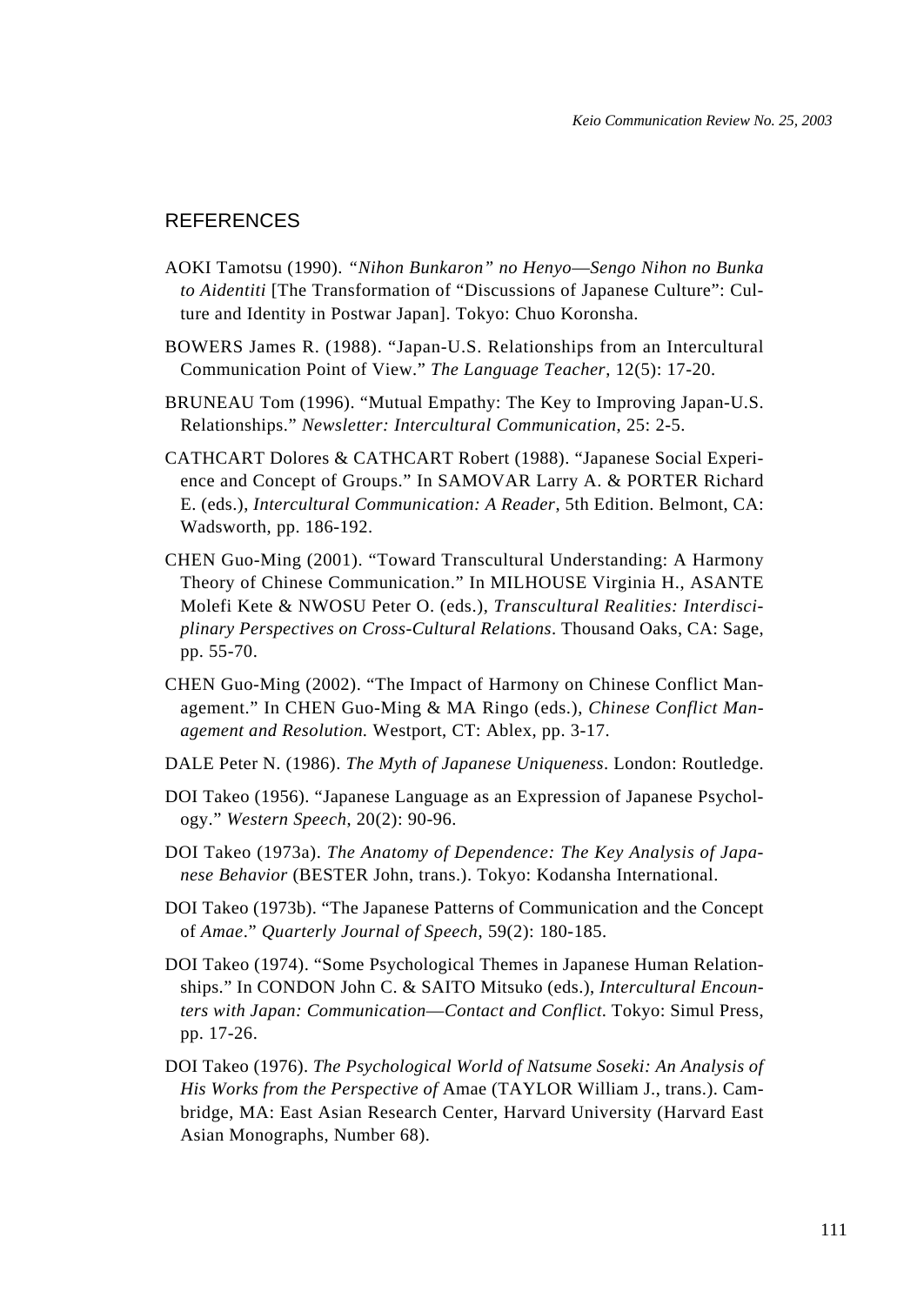## REFERENCES

AOKI Tamotsu (1990). *"Nihon Bunkaron" no Henyo—Sengo Nihon no Bunka to Aidentiti* [The Transformation of "Discussions of Japanese Culture": Culture and Identity in Postwar Japan]. Tokyo: Chuo Koronsha.

BOWERS James R. (1988). "Japan-U.S. Relationships from an Intercultural Communication Point of View." *The Language Teacher*, 12(5): 17-20.

BRUNEAU Tom (1996). "Mutual Empathy: The Key to Improving Japan-U.S. Relationships." *Newsletter: Intercultural Communication*, 25: 2-5.

CATHCART Dolores & CATHCART Robert (1988). "Japanese Social Experience and Concept of Groups." In SAMOVAR Larry A. & PORTER Richard E. (eds.), *Intercultural Communication: A Reader*, 5th Edition. Belmont, CA: Wadsworth, pp. 186-192.

CHEN Guo-Ming (2001). "Toward Transcultural Understanding: A Harmony Theory of Chinese Communication." In MILHOUSE Virginia H., ASANTE Molefi Kete & NWOSU Peter O. (eds.), *Transcultural Realities: Interdisciplinary Perspectives on Cross-Cultural Relations*. Thousand Oaks, CA: Sage, pp. 55-70.

CHEN Guo-Ming (2002). "The Impact of Harmony on Chinese Conflict Management." In CHEN Guo-Ming & MA Ringo (eds.), *Chinese Conflict Management and Resolution.* Westport, CT: Ablex, pp. 3-17.

DALE Peter N. (1986). *The Myth of Japanese Uniqueness*. London: Routledge.

DOI Takeo (1956). "Japanese Language as an Expression of Japanese Psychology." *Western Speech*, 20(2): 90-96.

DOI Takeo (1973a). *The Anatomy of Dependence: The Key Analysis of Japanese Behavior* (BESTER John, trans.). Tokyo: Kodansha International.

DOI Takeo (1973b). "The Japanese Patterns of Communication and the Concept of *Amae*." *Quarterly Journal of Speech*, 59(2): 180-185.

DOI Takeo (1974). "Some Psychological Themes in Japanese Human Relationships." In CONDON John C. & SAITO Mitsuko (eds.), *Intercultural Encounters with Japan: Communication—Contact and Conflict*. Tokyo: Simul Press, pp. 17-26.

DOI Takeo (1976). *The Psychological World of Natsume Soseki: An Analysis of His Works from the Perspective of* Amae (TAYLOR William J., trans.). Cambridge, MA: East Asian Research Center, Harvard University (Harvard East Asian Monographs, Number 68).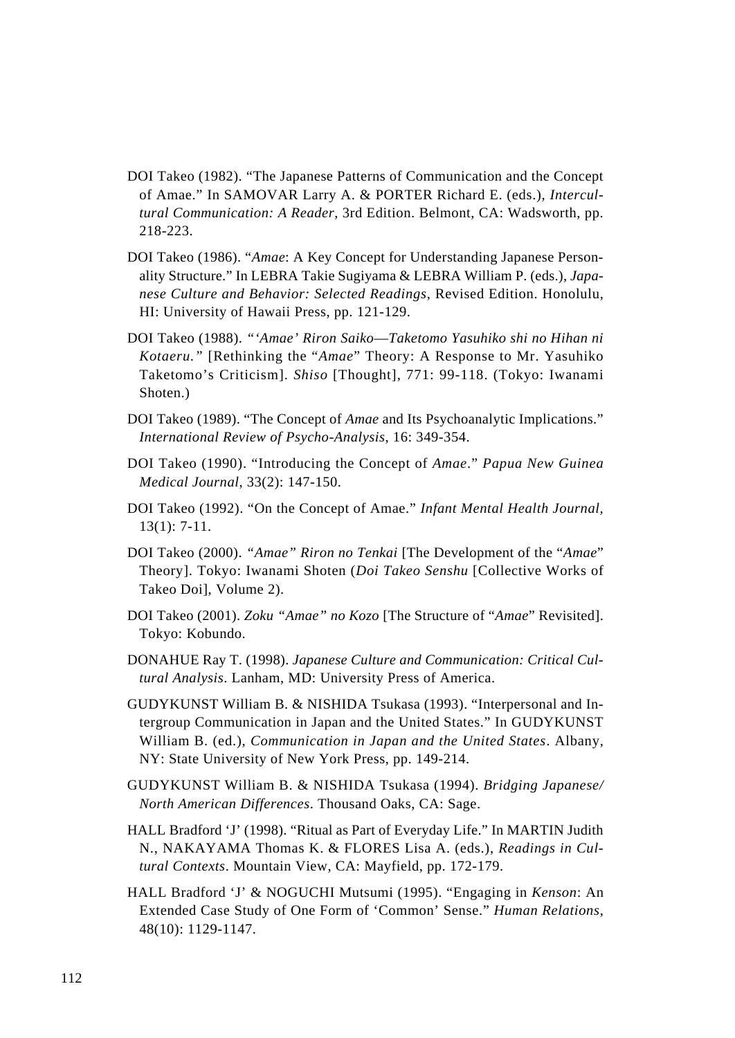DOI Takeo (1982). "The Japanese Patterns of Communication and the Concept of Amae." In SAMOVAR Larry A. & PORTER Richard E. (eds.), *Intercultural Communication: A Reader*, 3rd Edition. Belmont, CA: Wadsworth, pp. 218-223.

DOI Takeo (1986). "*Amae*: A Key Concept for Understanding Japanese Personality Structure." In LEBRA Takie Sugiyama & LEBRA William P. (eds.), *Japanese Culture and Behavior: Selected Readings*, Revised Edition. Honolulu, HI: University of Hawaii Press, pp. 121-129.

DOI Takeo (1988). *"'Amae' Riron Saiko—Taketomo Yasuhiko shi no Hihan ni Kotaeru."* [Rethinking the "*Amae*" Theory: A Response to Mr. Yasuhiko Taketomo's Criticism]. *Shiso* [Thought], 771: 99-118. (Tokyo: Iwanami Shoten.)

DOI Takeo (1989). "The Concept of *Amae* and Its Psychoanalytic Implications." *International Review of Psycho-Analysis*, 16: 349-354.

DOI Takeo (1990). "Introducing the Concept of *Amae*." *Papua New Guinea Medical Journal*, 33(2): 147-150.

DOI Takeo (1992). "On the Concept of Amae." *Infant Mental Health Journal*, 13(1): 7-11.

DOI Takeo (2000). *"Amae" Riron no Tenkai* [The Development of the "*Amae*" Theory]. Tokyo: Iwanami Shoten (*Doi Takeo Senshu* [Collective Works of Takeo Doi], Volume 2).

DOI Takeo (2001). *Zoku "Amae" no Kozo* [The Structure of "*Amae*" Revisited]. Tokyo: Kobundo.

DONAHUE Ray T. (1998). *Japanese Culture and Communication: Critical Cultural Analysis*. Lanham, MD: University Press of America.

GUDYKUNST William B. & NISHIDA Tsukasa (1993). "Interpersonal and Intergroup Communication in Japan and the United States." In GUDYKUNST William B. (ed.), *Communication in Japan and the United States*. Albany, NY: State University of New York Press, pp. 149-214.

GUDYKUNST William B. & NISHIDA Tsukasa (1994). *Bridging Japanese/North American Differences*. Thousand Oaks, CA: Sage.

HALL Bradford 'J' (1998). "Ritual as Part of Everyday Life." In MARTIN Judith N., NAKAYAMA Thomas K. & FLORES Lisa A. (eds.), *Readings in Cultural Contexts*. Mountain View, CA: Mayfield, pp. 172-179.

HALL Bradford 'J' & NOGUCHI Mutsumi (1995). "Engaging in *Kenson*: An Extended Case Study of One Form of 'Common' Sense." *Human Relations*, 48(10): 1129-1147.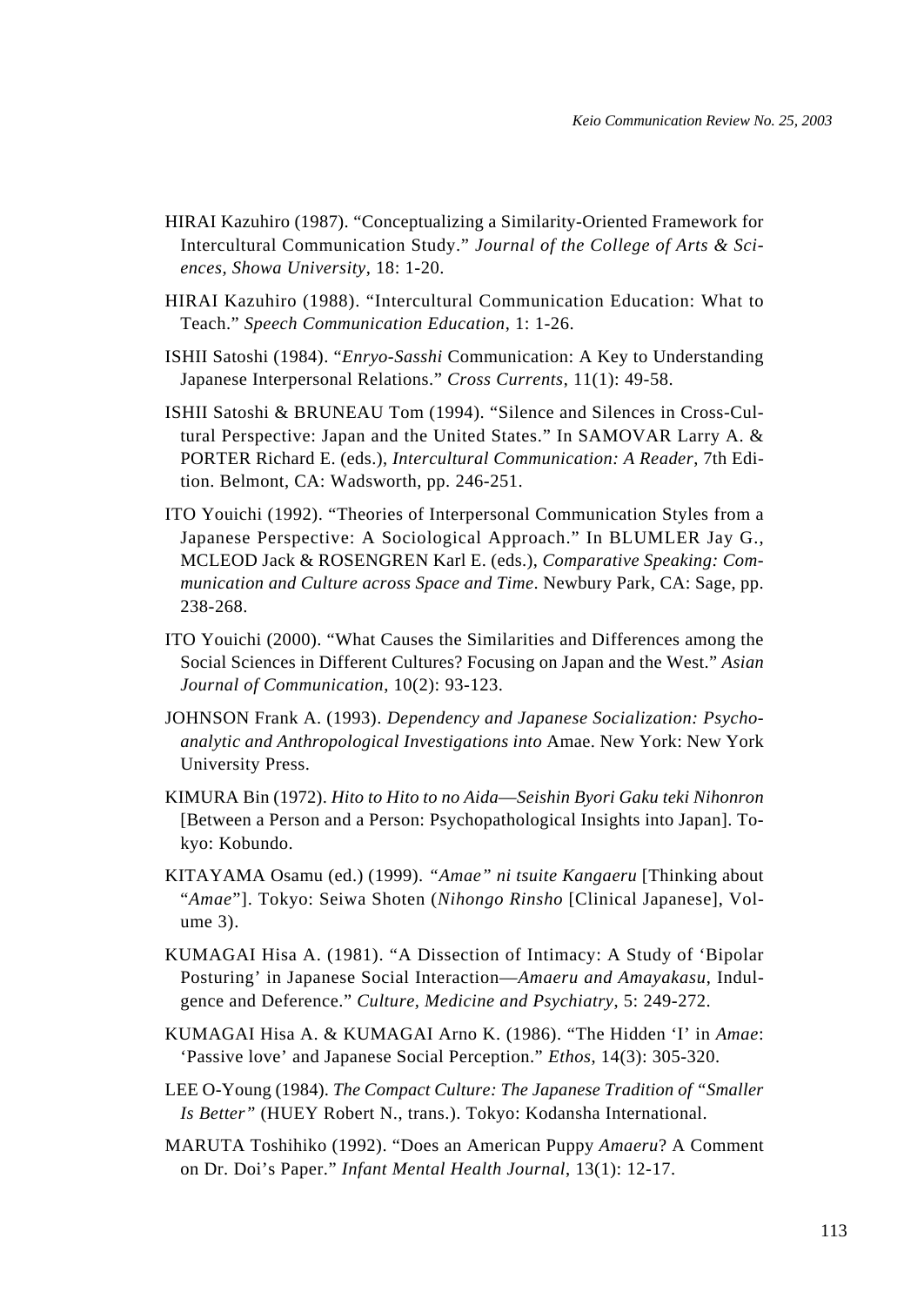HIRAI Kazuhiro (1987). "Conceptualizing a Similarity-Oriented Framework for Intercultural Communication Study." *Journal of the College of Arts & Sciences, Showa University*, 18: 1-20.

HIRAI Kazuhiro (1988). "Intercultural Communication Education: What to Teach." *Speech Communication Education*, 1: 1-26.

ISHII Satoshi (1984). "*Enryo-Sasshi* Communication: A Key to Understanding Japanese Interpersonal Relations." *Cross Currents*, 11(1): 49-58.

ISHII Satoshi & BRUNEAU Tom (1994). "Silence and Silences in Cross-Cultural Perspective: Japan and the United States." In SAMOVAR Larry A. & PORTER Richard E. (eds.), *Intercultural Communication: A Reader*, 7th Edition. Belmont, CA: Wadsworth, pp. 246-251.

ITO Youichi (1992). "Theories of Interpersonal Communication Styles from a Japanese Perspective: A Sociological Approach." In BLUMLER Jay G., MCLEOD Jack & ROSENGREN Karl E. (eds.), *Comparative Speaking: Communication and Culture across Space and Time*. Newbury Park, CA: Sage, pp. 238-268.

ITO Youichi (2000). "What Causes the Similarities and Differences among the Social Sciences in Different Cultures? Focusing on Japan and the West." *Asian Journal of Communication*, 10(2): 93-123.

JOHNSON Frank A. (1993). *Dependency and Japanese Socialization: Psychoanalytic and Anthropological Investigations into* Amae. New York: New York University Press.

KIMURA Bin (1972). *Hito to Hito to no Aida—Seishin Byori Gaku teki Nihonron* [Between a Person and a Person: Psychopathological Insights into Japan]. Tokyo: Kobundo.

KITAYAMA Osamu (ed.) (1999). *"Amae" ni tsuite Kangaeru* [Thinking about "*Amae*"]. Tokyo: Seiwa Shoten (*Nihongo Rinsho* [Clinical Japanese], Volume 3).

KUMAGAI Hisa A. (1981). "A Dissection of Intimacy: A Study of 'Bipolar Posturing' in Japanese Social Interaction—*Amaeru and Amayakasu*, Indulgence and Deference." *Culture, Medicine and Psychiatry*, 5: 249-272.

KUMAGAI Hisa A. & KUMAGAI Arno K. (1986). "The Hidden 'I' in *Amae*: 'Passive love' and Japanese Social Perception." *Ethos*, 14(3): 305-320.

LEE O-Young (1984). *The Compact Culture: The Japanese Tradition of "Smaller Is Better"* (HUEY Robert N., trans.). Tokyo: Kodansha International.

MARUTA Toshihiko (1992). "Does an American Puppy *Amaeru*? A Comment on Dr. Doi's Paper." *Infant Mental Health Journal*, 13(1): 12-17.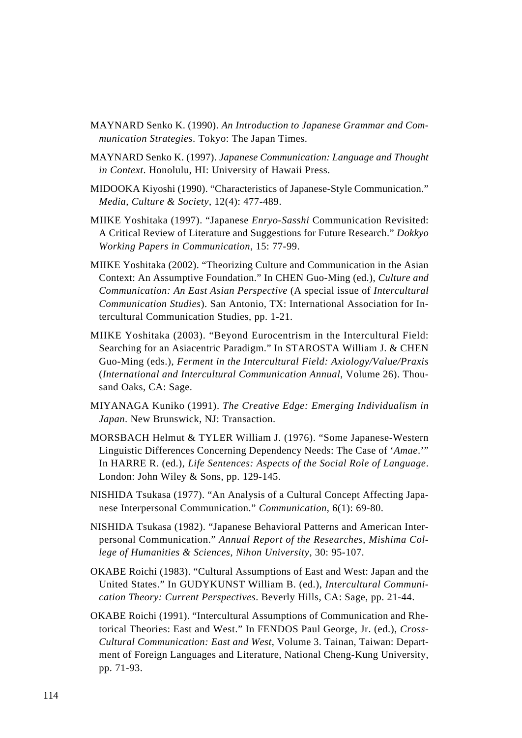MAYNARD Senko K. (1990). *An Introduction to Japanese Grammar and Communication Strategies*. Tokyo: The Japan Times.

MAYNARD Senko K. (1997). *Japanese Communication: Language and Thought in Context*. Honolulu, HI: University of Hawaii Press.

MIDOOKA Kiyoshi (1990). "Characteristics of Japanese-Style Communication." *Media, Culture & Society*, 12(4): 477-489.

MIIKE Yoshitaka (1997). "Japanese *Enryo-Sasshi* Communication Revisited: A Critical Review of Literature and Suggestions for Future Research." *Dokkyo Working Papers in Communication*, 15: 77-99.

MIIKE Yoshitaka (2002). "Theorizing Culture and Communication in the Asian Context: An Assumptive Foundation." In CHEN Guo-Ming (ed.), *Culture and Communication: An East Asian Perspective* (A special issue of *Intercultural Communication Studies*). San Antonio, TX: International Association for Intercultural Communication Studies, pp. 1-21.

MIIKE Yoshitaka (2003). "Beyond Eurocentrism in the Intercultural Field: Searching for an Asiacentric Paradigm." In STAROSTA William J. & CHEN Guo-Ming (eds.), *Ferment in the Intercultural Field: Axiology/Value/Praxis* (*International and Intercultural Communication Annual*, Volume 26). Thousand Oaks, CA: Sage.

MIYANAGA Kuniko (1991). *The Creative Edge: Emerging Individualism in Japan*. New Brunswick, NJ: Transaction.

MORSBACH Helmut & TYLER William J. (1976). "Some Japanese-Western Linguistic Differences Concerning Dependency Needs: The Case of '*Amae*.'" In HARRE R. (ed.), *Life Sentences: Aspects of the Social Role of Language*. London: John Wiley & Sons, pp. 129-145.

NISHIDA Tsukasa (1977). "An Analysis of a Cultural Concept Affecting Japanese Interpersonal Communication." *Communication*, 6(1): 69-80.

NISHIDA Tsukasa (1982). "Japanese Behavioral Patterns and American Interpersonal Communication." *Annual Report of the Researches, Mishima College of Humanities & Sciences, Nihon University*, 30: 95-107.

OKABE Roichi (1983). "Cultural Assumptions of East and West: Japan and the United States." In GUDYKUNST William B. (ed.), *Intercultural Communication Theory: Current Perspectives*. Beverly Hills, CA: Sage, pp. 21-44.

OKABE Roichi (1991). "Intercultural Assumptions of Communication and Rhetorical Theories: East and West." In FENDOS Paul George, Jr. (ed.), *Cross-Cultural Communication: East and West*, Volume 3. Tainan, Taiwan: Department of Foreign Languages and Literature, National Cheng-Kung University, pp. 71-93.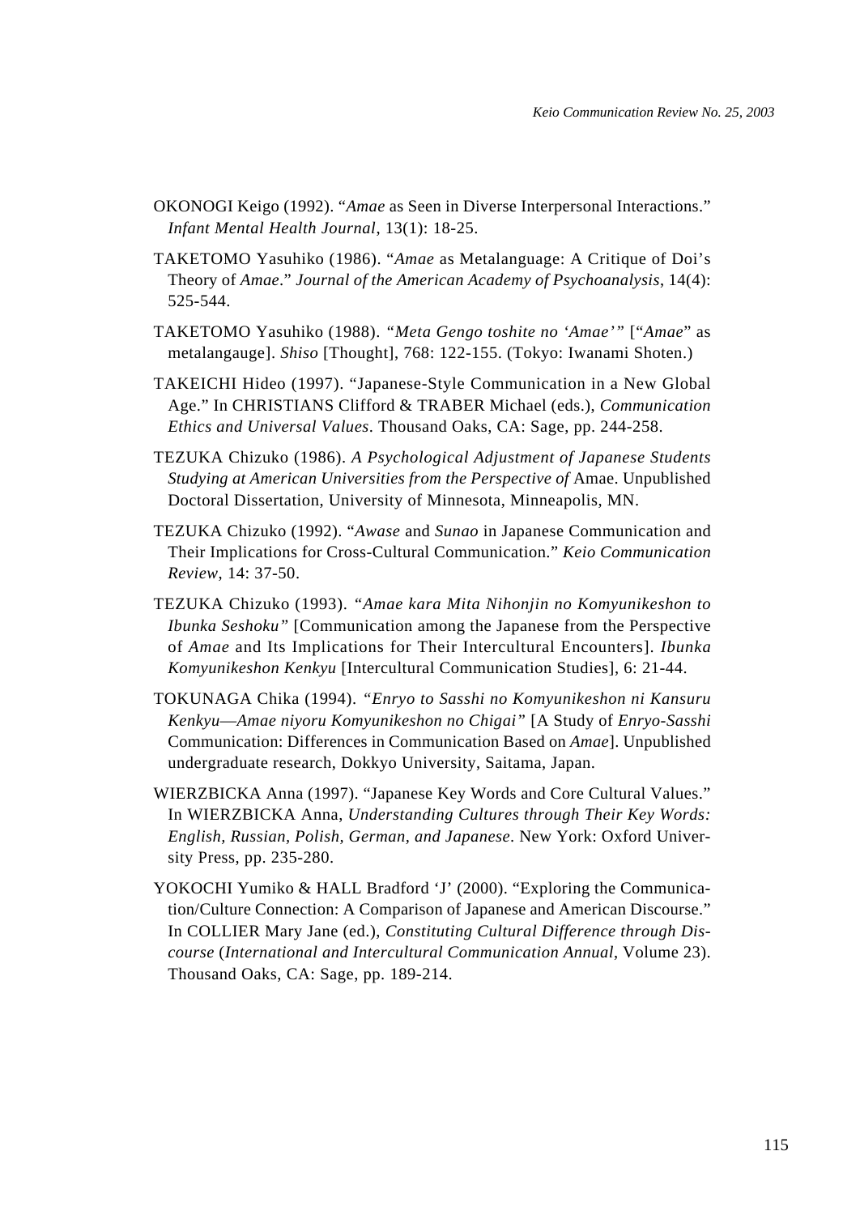OKONOGI Keigo (1992). "*Amae* as Seen in Diverse Interpersonal Interactions." *Infant Mental Health Journal*, 13(1): 18-25.

TAKETOMO Yasuhiko (1986). "*Amae* as Metalanguage: A Critique of Doi's Theory of *Amae*." *Journal of the American Academy of Psychoanalysis*, 14(4): 525-544.

TAKETOMO Yasuhiko (1988). *"Meta Gengo toshite no 'Amae'"* ["*Amae*" as metalangauge]. *Shiso* [Thought], 768: 122-155. (Tokyo: Iwanami Shoten.)

TAKEICHI Hideo (1997). "Japanese-Style Communication in a New Global Age." In CHRISTIANS Clifford & TRABER Michael (eds.), *Communication Ethics and Universal Values*. Thousand Oaks, CA: Sage, pp. 244-258.

TEZUKA Chizuko (1986). *A Psychological Adjustment of Japanese Students Studying at American Universities from the Perspective of* Amae. Unpublished Doctoral Dissertation, University of Minnesota, Minneapolis, MN.

TEZUKA Chizuko (1992). "*Awase* and *Sunao* in Japanese Communication and Their Implications for Cross-Cultural Communication." *Keio Communication Review*, 14: 37-50.

TEZUKA Chizuko (1993). *"Amae kara Mita Nihonjin no Komyunikeshon to Ibunka Seshoku"* [Communication among the Japanese from the Perspective of *Amae* and Its Implications for Their Intercultural Encounters]. *Ibunka Komyunikeshon Kenkyu* [Intercultural Communication Studies], 6: 21-44.

TOKUNAGA Chika (1994). *"Enryo to Sasshi no Komyunikeshon ni Kansuru Kenkyu—Amae niyoru Komyunikeshon no Chigai"* [A Study of *Enryo-Sasshi* Communication: Differences in Communication Based on *Amae*]. Unpublished undergraduate research, Dokkyo University, Saitama, Japan.

WIERZBICKA Anna (1997). "Japanese Key Words and Core Cultural Values." In WIERZBICKA Anna, *Understanding Cultures through Their Key Words: English, Russian, Polish, German, and Japanese*. New York: Oxford University Press, pp. 235-280.

YOKOCHI Yumiko & HALL Bradford 'J' (2000). "Exploring the Communication/Culture Connection: A Comparison of Japanese and American Discourse." In COLLIER Mary Jane (ed.), *Constituting Cultural Difference through Discourse* (*International and Intercultural Communication Annual*, Volume 23). Thousand Oaks, CA: Sage, pp. 189-214.